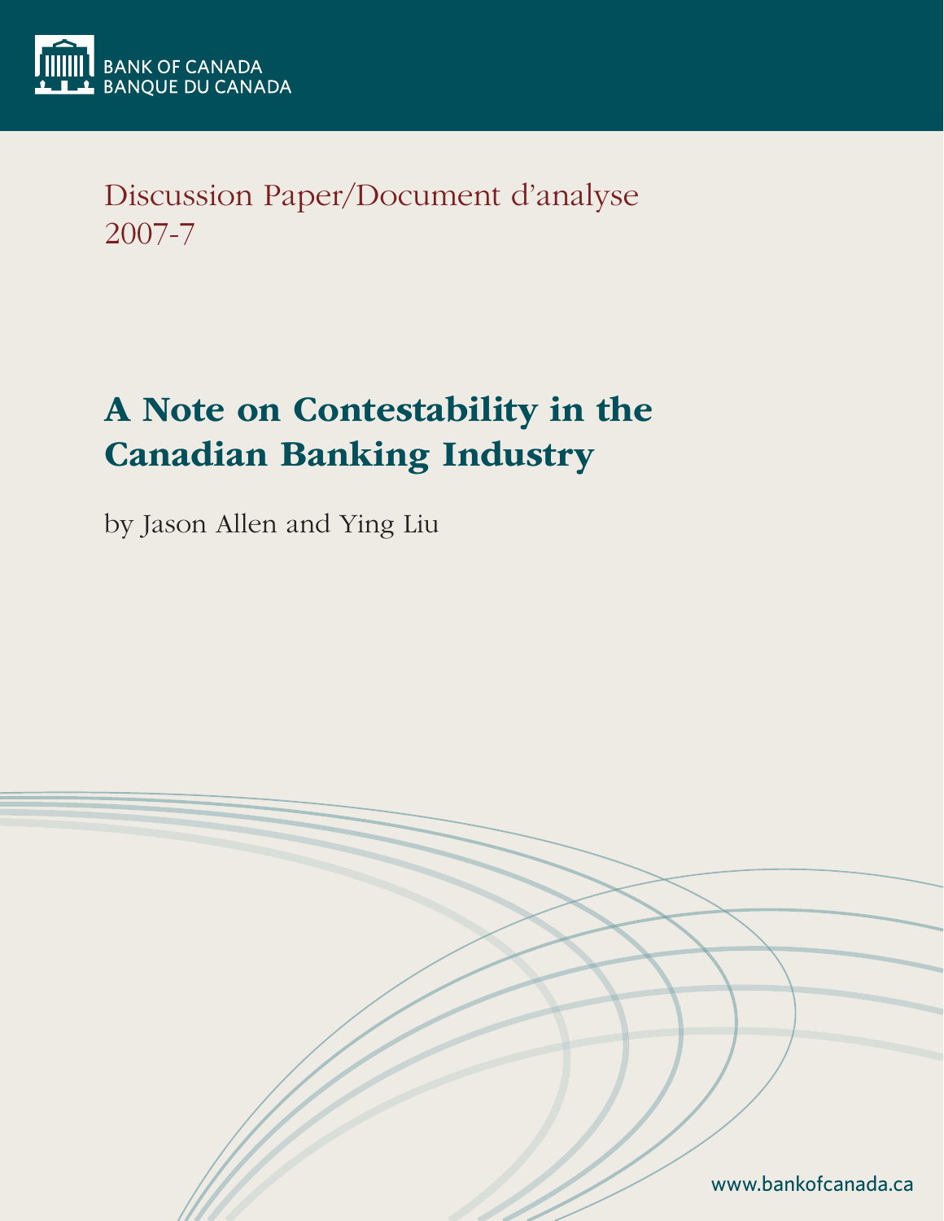BANK OF CANADA
BANQUE DU CANADA

Discussion Paper/Document d'analyse
2007-7

# A Note on Contestability in the Canadian Banking Industry

by Jason Allen and Ying Liu

www.bankofcanada.ca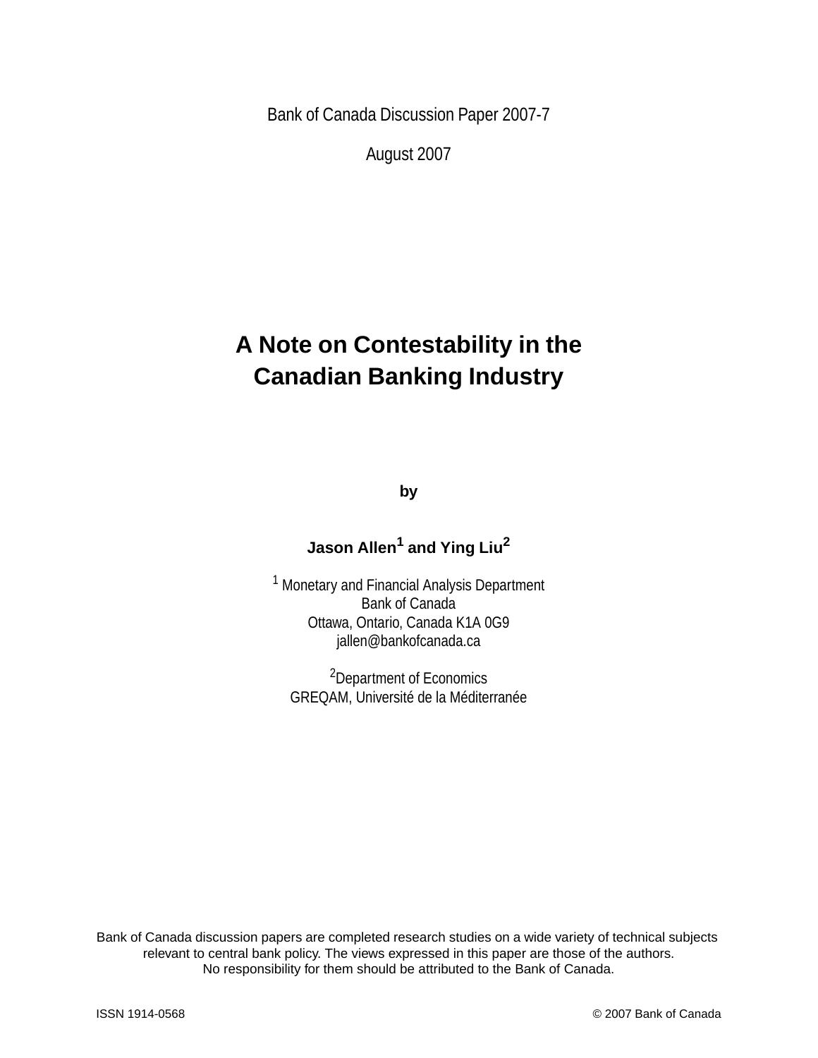Bank of Canada Discussion Paper 2007-7

August 2007

# A Note on Contestability in the Canadian Banking Industry

by

**Jason Allen[1] and Ying Liu[2]**

[1] Monetary and Financial Analysis Department
Bank of Canada
Ottawa, Ontario, Canada K1A 0G9
jallen@bankofcanada.ca

[2]Department of Economics
GREQAM, Université de la Méditerranée

Bank of Canada discussion papers are completed research studies on a wide variety of technical subjects relevant to central bank policy. The views expressed in this paper are those of the authors. No responsibility for them should be attributed to the Bank of Canada.

ISSN 1914-0568 © 2007 Bank of Canada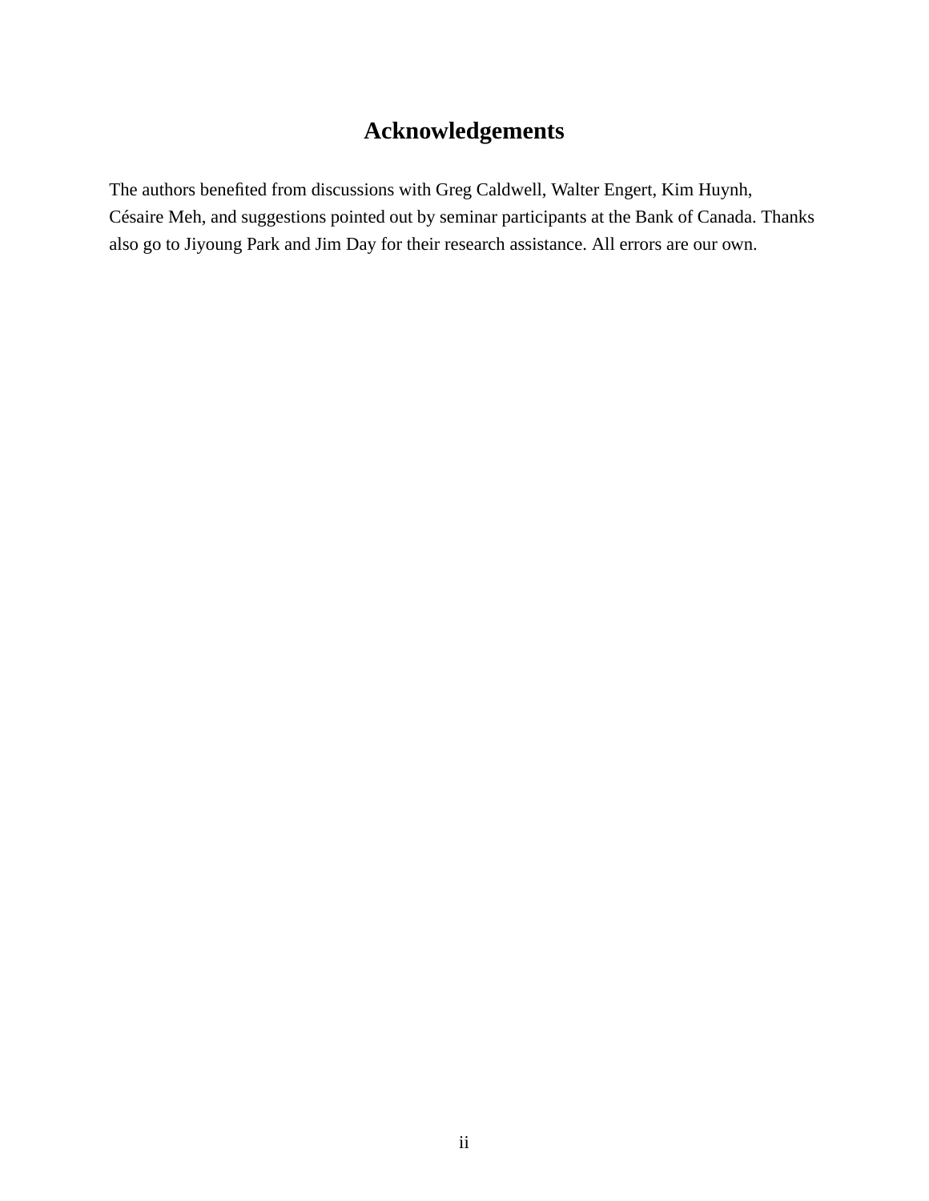# Acknowledgements

The authors benefited from discussions with Greg Caldwell, Walter Engert, Kim Huynh, Césaire Meh, and suggestions pointed out by seminar participants at the Bank of Canada. Thanks also go to Jiyoung Park and Jim Day for their research assistance. All errors are our own.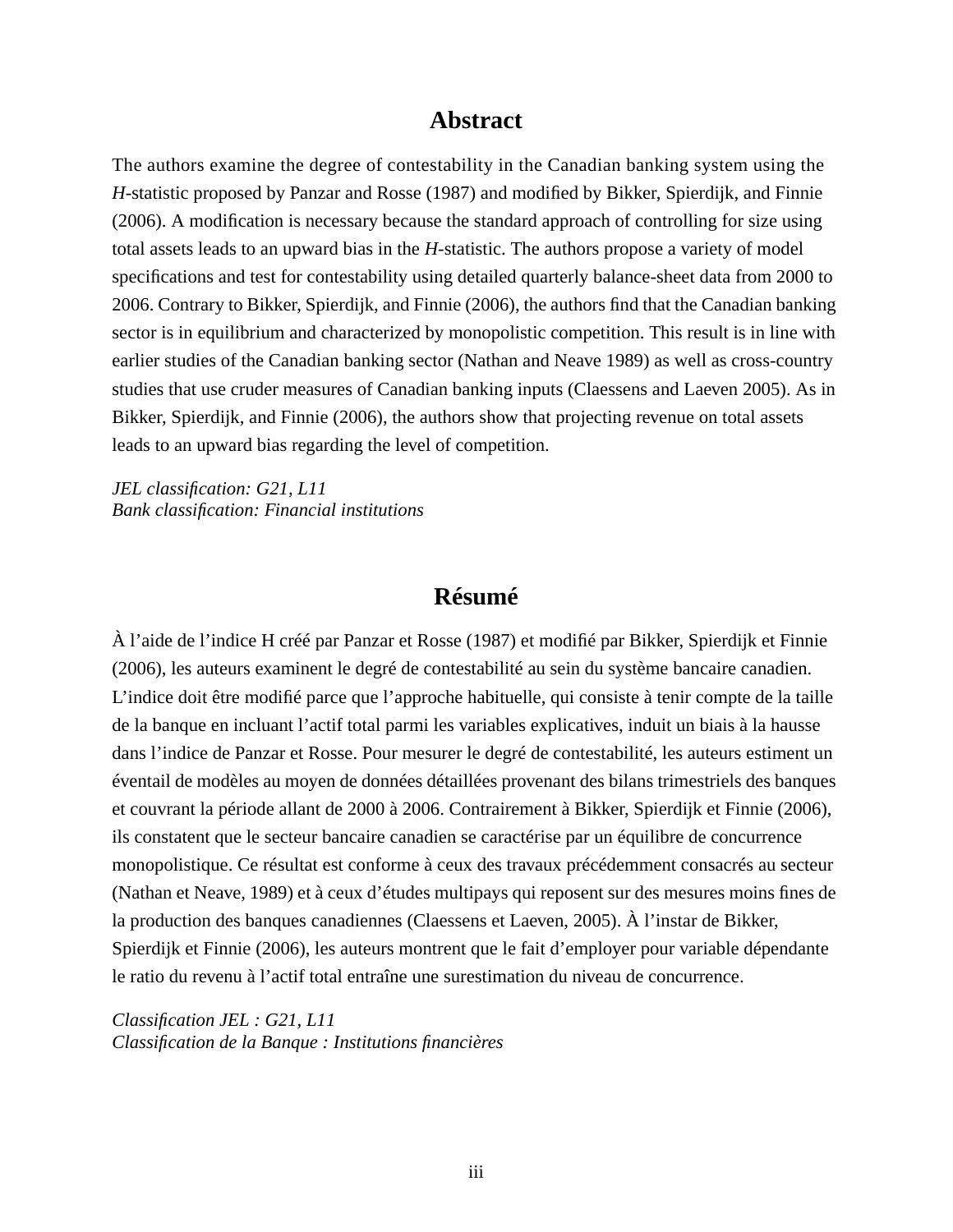# Abstract

The authors examine the degree of contestability in the Canadian banking system using the *H*-statistic proposed by Panzar and Rosse (1987) and modified by Bikker, Spierdijk, and Finnie (2006). A modification is necessary because the standard approach of controlling for size using total assets leads to an upward bias in the *H*-statistic. The authors propose a variety of model specifications and test for contestability using detailed quarterly balance-sheet data from 2000 to 2006. Contrary to Bikker, Spierdijk, and Finnie (2006), the authors find that the Canadian banking sector is in equilibrium and characterized by monopolistic competition. This result is in line with earlier studies of the Canadian banking sector (Nathan and Neave 1989) as well as cross-country studies that use cruder measures of Canadian banking inputs (Claessens and Laeven 2005). As in Bikker, Spierdijk, and Finnie (2006), the authors show that projecting revenue on total assets leads to an upward bias regarding the level of competition.

*JEL classification: G21, L11*
*Bank classification: Financial institutions*

# Résumé

À l'aide de l'indice H créé par Panzar et Rosse (1987) et modifié par Bikker, Spierdijk et Finnie (2006), les auteurs examinent le degré de contestabilité au sein du système bancaire canadien. L'indice doit être modifié parce que l'approche habituelle, qui consiste à tenir compte de la taille de la banque en incluant l'actif total parmi les variables explicatives, induit un biais à la hausse dans l'indice de Panzar et Rosse. Pour mesurer le degré de contestabilité, les auteurs estiment un éventail de modèles au moyen de données détaillées provenant des bilans trimestriels des banques et couvrant la période allant de 2000 à 2006. Contrairement à Bikker, Spierdijk et Finnie (2006), ils constatent que le secteur bancaire canadien se caractérise par un équilibre de concurrence monopolistique. Ce résultat est conforme à ceux des travaux précédemment consacrés au secteur (Nathan et Neave, 1989) et à ceux d'études multipays qui reposent sur des mesures moins fines de la production des banques canadiennes (Claessens et Laeven, 2005). À l'instar de Bikker, Spierdijk et Finnie (2006), les auteurs montrent que le fait d'employer pour variable dépendante le ratio du revenu à l'actif total entraîne une surestimation du niveau de concurrence.

*Classification JEL : G21, L11*
*Classification de la Banque : Institutions financières*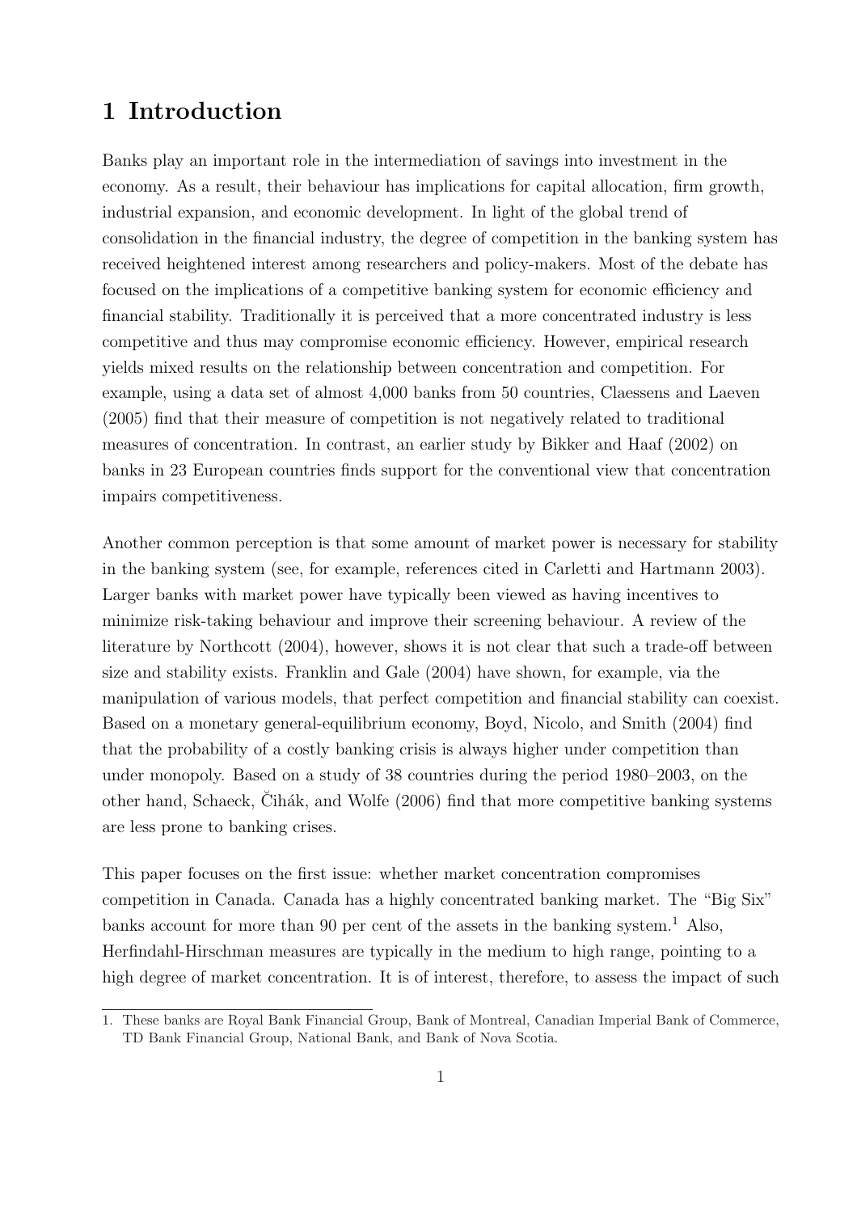# 1 Introduction

Banks play an important role in the intermediation of savings into investment in the economy. As a result, their behaviour has implications for capital allocation, firm growth, industrial expansion, and economic development. In light of the global trend of consolidation in the financial industry, the degree of competition in the banking system has received heightened interest among researchers and policy-makers. Most of the debate has focused on the implications of a competitive banking system for economic efficiency and financial stability. Traditionally it is perceived that a more concentrated industry is less competitive and thus may compromise economic efficiency. However, empirical research yields mixed results on the relationship between concentration and competition. For example, using a data set of almost 4,000 banks from 50 countries, Claessens and Laeven (2005) find that their measure of competition is not negatively related to traditional measures of concentration. In contrast, an earlier study by Bikker and Haaf (2002) on banks in 23 European countries finds support for the conventional view that concentration impairs competitiveness.

Another common perception is that some amount of market power is necessary for stability in the banking system (see, for example, references cited in Carletti and Hartmann 2003). Larger banks with market power have typically been viewed as having incentives to minimize risk-taking behaviour and improve their screening behaviour. A review of the literature by Northcott (2004), however, shows it is not clear that such a trade-off between size and stability exists. Franklin and Gale (2004) have shown, for example, via the manipulation of various models, that perfect competition and financial stability can coexist. Based on a monetary general-equilibrium economy, Boyd, Nicolo, and Smith (2004) find that the probability of a costly banking crisis is always higher under competition than under monopoly. Based on a study of 38 countries during the period 1980–2003, on the other hand, Schaeck, Čihák, and Wolfe (2006) find that more competitive banking systems are less prone to banking crises.

This paper focuses on the first issue: whether market concentration compromises competition in Canada. Canada has a highly concentrated banking market. The "Big Six" banks account for more than 90 per cent of the assets in the banking system.[1] Also, Herfindahl-Hirschman measures are typically in the medium to high range, pointing to a high degree of market concentration. It is of interest, therefore, to assess the impact of such

1. These banks are Royal Bank Financial Group, Bank of Montreal, Canadian Imperial Bank of Commerce, TD Bank Financial Group, National Bank, and Bank of Nova Scotia.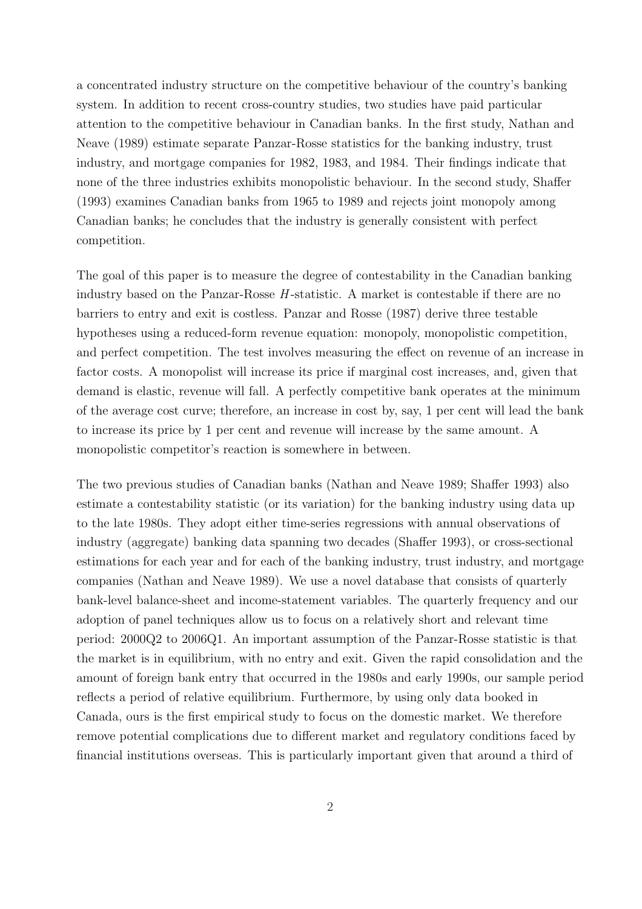a concentrated industry structure on the competitive behaviour of the country's banking system. In addition to recent cross-country studies, two studies have paid particular attention to the competitive behaviour in Canadian banks. In the first study, Nathan and Neave (1989) estimate separate Panzar-Rosse statistics for the banking industry, trust industry, and mortgage companies for 1982, 1983, and 1984. Their findings indicate that none of the three industries exhibits monopolistic behaviour. In the second study, Shaffer (1993) examines Canadian banks from 1965 to 1989 and rejects joint monopoly among Canadian banks; he concludes that the industry is generally consistent with perfect competition.

The goal of this paper is to measure the degree of contestability in the Canadian banking industry based on the Panzar-Rosse $H$-statistic. A market is contestable if there are no barriers to entry and exit is costless. Panzar and Rosse (1987) derive three testable hypotheses using a reduced-form revenue equation: monopoly, monopolistic competition, and perfect competition. The test involves measuring the effect on revenue of an increase in factor costs. A monopolist will increase its price if marginal cost increases, and, given that demand is elastic, revenue will fall. A perfectly competitive bank operates at the minimum of the average cost curve; therefore, an increase in cost by, say, 1 per cent will lead the bank to increase its price by 1 per cent and revenue will increase by the same amount. A monopolistic competitor's reaction is somewhere in between.

The two previous studies of Canadian banks (Nathan and Neave 1989; Shaffer 1993) also estimate a contestability statistic (or its variation) for the banking industry using data up to the late 1980s. They adopt either time-series regressions with annual observations of industry (aggregate) banking data spanning two decades (Shaffer 1993), or cross-sectional estimations for each year and for each of the banking industry, trust industry, and mortgage companies (Nathan and Neave 1989). We use a novel database that consists of quarterly bank-level balance-sheet and income-statement variables. The quarterly frequency and our adoption of panel techniques allow us to focus on a relatively short and relevant time period: 2000Q2 to 2006Q1. An important assumption of the Panzar-Rosse statistic is that the market is in equilibrium, with no entry and exit. Given the rapid consolidation and the amount of foreign bank entry that occurred in the 1980s and early 1990s, our sample period reflects a period of relative equilibrium. Furthermore, by using only data booked in Canada, ours is the first empirical study to focus on the domestic market. We therefore remove potential complications due to different market and regulatory conditions faced by financial institutions overseas. This is particularly important given that around a third of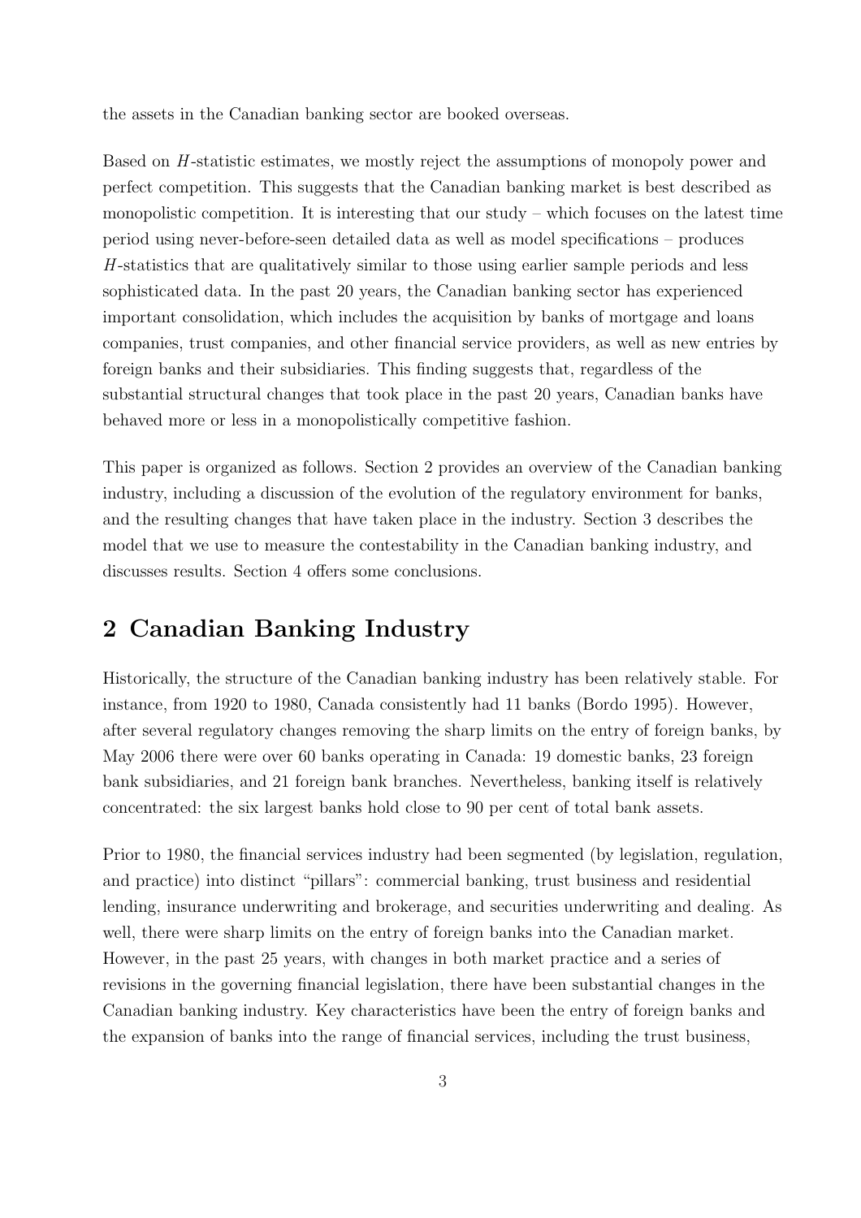the assets in the Canadian banking sector are booked overseas.

Based on $H$-statistic estimates, we mostly reject the assumptions of monopoly power and perfect competition. This suggests that the Canadian banking market is best described as monopolistic competition. It is interesting that our study – which focuses on the latest time period using never-before-seen detailed data as well as model specifications – produces $H$-statistics that are qualitatively similar to those using earlier sample periods and less sophisticated data. In the past 20 years, the Canadian banking sector has experienced important consolidation, which includes the acquisition by banks of mortgage and loans companies, trust companies, and other financial service providers, as well as new entries by foreign banks and their subsidiaries. This finding suggests that, regardless of the substantial structural changes that took place in the past 20 years, Canadian banks have behaved more or less in a monopolistically competitive fashion.

This paper is organized as follows. Section 2 provides an overview of the Canadian banking industry, including a discussion of the evolution of the regulatory environment for banks, and the resulting changes that have taken place in the industry. Section 3 describes the model that we use to measure the contestability in the Canadian banking industry, and discusses results. Section 4 offers some conclusions.

## 2 Canadian Banking Industry

Historically, the structure of the Canadian banking industry has been relatively stable. For instance, from 1920 to 1980, Canada consistently had 11 banks (Bordo 1995). However, after several regulatory changes removing the sharp limits on the entry of foreign banks, by May 2006 there were over 60 banks operating in Canada: 19 domestic banks, 23 foreign bank subsidiaries, and 21 foreign bank branches. Nevertheless, banking itself is relatively concentrated: the six largest banks hold close to 90 per cent of total bank assets.

Prior to 1980, the financial services industry had been segmented (by legislation, regulation, and practice) into distinct "pillars": commercial banking, trust business and residential lending, insurance underwriting and brokerage, and securities underwriting and dealing. As well, there were sharp limits on the entry of foreign banks into the Canadian market. However, in the past 25 years, with changes in both market practice and a series of revisions in the governing financial legislation, there have been substantial changes in the Canadian banking industry. Key characteristics have been the entry of foreign banks and the expansion of banks into the range of financial services, including the trust business,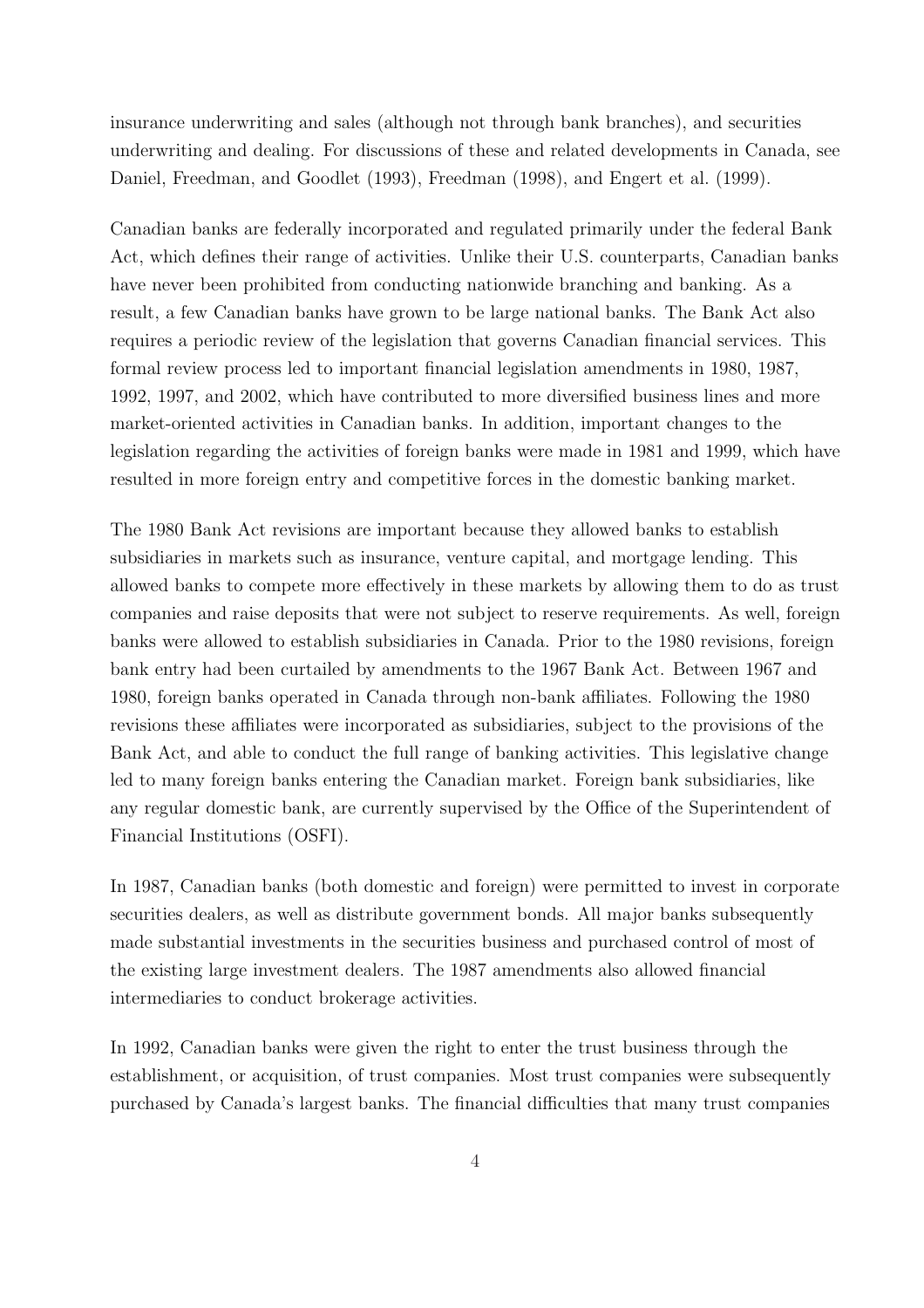insurance underwriting and sales (although not through bank branches), and securities underwriting and dealing. For discussions of these and related developments in Canada, see Daniel, Freedman, and Goodlet (1993), Freedman (1998), and Engert et al. (1999).

Canadian banks are federally incorporated and regulated primarily under the federal Bank Act, which defines their range of activities. Unlike their U.S. counterparts, Canadian banks have never been prohibited from conducting nationwide branching and banking. As a result, a few Canadian banks have grown to be large national banks. The Bank Act also requires a periodic review of the legislation that governs Canadian financial services. This formal review process led to important financial legislation amendments in 1980, 1987, 1992, 1997, and 2002, which have contributed to more diversified business lines and more market-oriented activities in Canadian banks. In addition, important changes to the legislation regarding the activities of foreign banks were made in 1981 and 1999, which have resulted in more foreign entry and competitive forces in the domestic banking market.

The 1980 Bank Act revisions are important because they allowed banks to establish subsidiaries in markets such as insurance, venture capital, and mortgage lending. This allowed banks to compete more effectively in these markets by allowing them to do as trust companies and raise deposits that were not subject to reserve requirements. As well, foreign banks were allowed to establish subsidiaries in Canada. Prior to the 1980 revisions, foreign bank entry had been curtailed by amendments to the 1967 Bank Act. Between 1967 and 1980, foreign banks operated in Canada through non-bank affiliates. Following the 1980 revisions these affiliates were incorporated as subsidiaries, subject to the provisions of the Bank Act, and able to conduct the full range of banking activities. This legislative change led to many foreign banks entering the Canadian market. Foreign bank subsidiaries, like any regular domestic bank, are currently supervised by the Office of the Superintendent of Financial Institutions (OSFI).

In 1987, Canadian banks (both domestic and foreign) were permitted to invest in corporate securities dealers, as well as distribute government bonds. All major banks subsequently made substantial investments in the securities business and purchased control of most of the existing large investment dealers. The 1987 amendments also allowed financial intermediaries to conduct brokerage activities.

In 1992, Canadian banks were given the right to enter the trust business through the establishment, or acquisition, of trust companies. Most trust companies were subsequently purchased by Canada's largest banks. The financial difficulties that many trust companies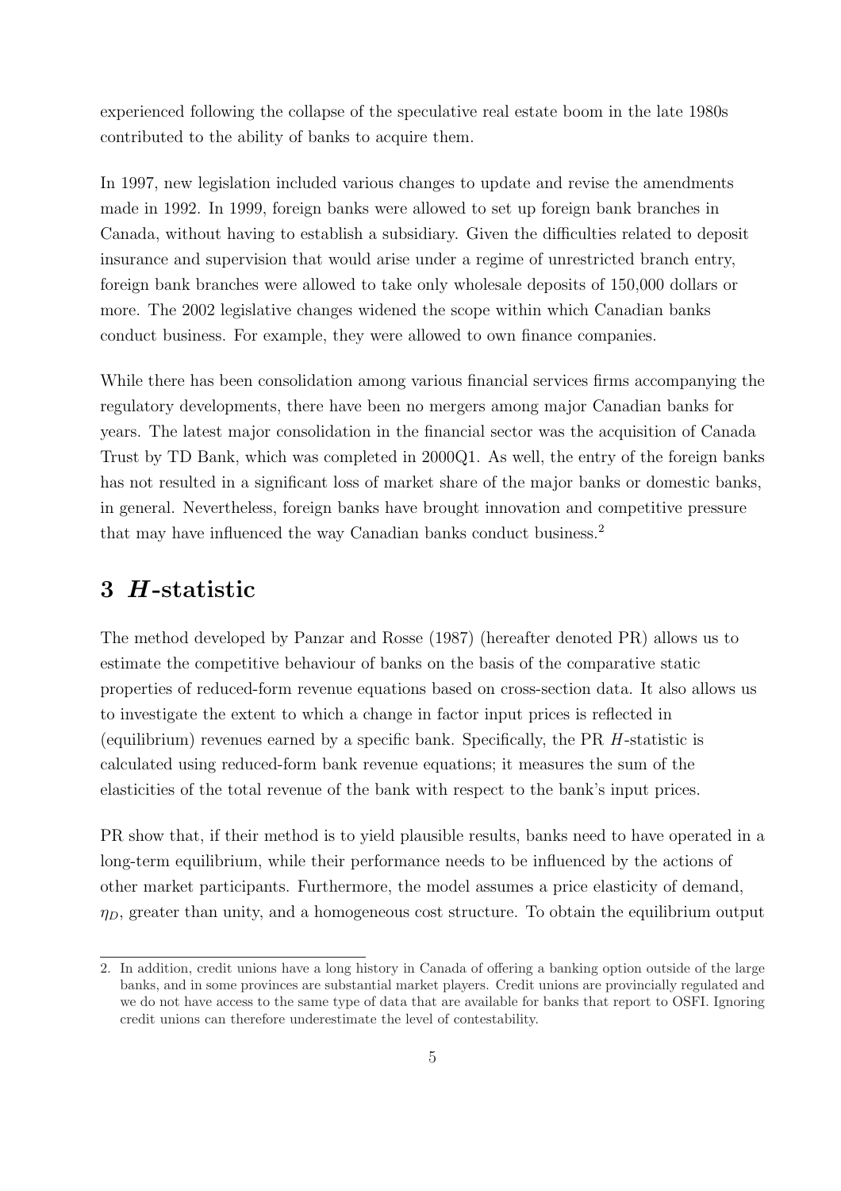experienced following the collapse of the speculative real estate boom in the late 1980s contributed to the ability of banks to acquire them.

In 1997, new legislation included various changes to update and revise the amendments made in 1992. In 1999, foreign banks were allowed to set up foreign bank branches in Canada, without having to establish a subsidiary. Given the difficulties related to deposit insurance and supervision that would arise under a regime of unrestricted branch entry, foreign bank branches were allowed to take only wholesale deposits of 150,000 dollars or more. The 2002 legislative changes widened the scope within which Canadian banks conduct business. For example, they were allowed to own finance companies.

While there has been consolidation among various financial services firms accompanying the regulatory developments, there have been no mergers among major Canadian banks for years. The latest major consolidation in the financial sector was the acquisition of Canada Trust by TD Bank, which was completed in 2000Q1. As well, the entry of the foreign banks has not resulted in a significant loss of market share of the major banks or domestic banks, in general. Nevertheless, foreign banks have brought innovation and competitive pressure that may have influenced the way Canadian banks conduct business.[2]

# 3 *H*-statistic

The method developed by Panzar and Rosse (1987) (hereafter denoted PR) allows us to estimate the competitive behaviour of banks on the basis of the comparative static properties of reduced-form revenue equations based on cross-section data. It also allows us to investigate the extent to which a change in factor input prices is reflected in (equilibrium) revenues earned by a specific bank. Specifically, the PR $H$-statistic is calculated using reduced-form bank revenue equations; it measures the sum of the elasticities of the total revenue of the bank with respect to the bank's input prices.

PR show that, if their method is to yield plausible results, banks need to have operated in a long-term equilibrium, while their performance needs to be influenced by the actions of other market participants. Furthermore, the model assumes a price elasticity of demand, $\eta_D$, greater than unity, and a homogeneous cost structure. To obtain the equilibrium output

2. In addition, credit unions have a long history in Canada of offering a banking option outside of the large banks, and in some provinces are substantial market players. Credit unions are provincially regulated and we do not have access to the same type of data that are available for banks that report to OSFI. Ignoring credit unions can therefore underestimate the level of contestability.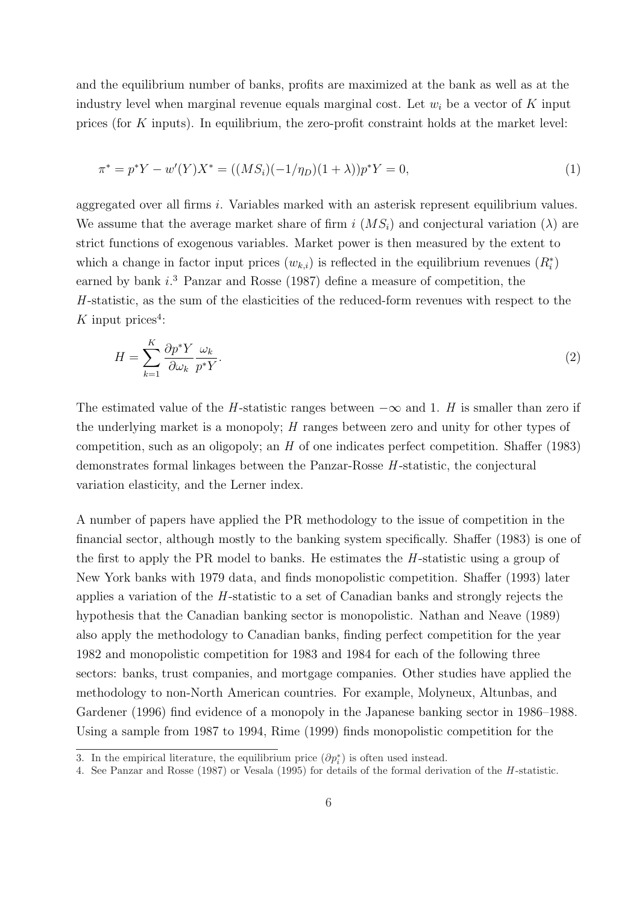and the equilibrium number of banks, profits are maximized at the bank as well as at the industry level when marginal revenue equals marginal cost. Let $w_i$ be a vector of $K$ input prices (for $K$ inputs). In equilibrium, the zero-profit constraint holds at the market level:

$$\pi^* = p^*Y - w'(Y)X^* = ((MS_i)(-1/\eta_D)(1+\lambda))p^*Y = 0, \tag{1}$$

aggregated over all firms $i$. Variables marked with an asterisk represent equilibrium values. We assume that the average market share of firm $i$ ($MS_i$) and conjectural variation ($\lambda$) are strict functions of exogenous variables. Market power is then measured by the extent to which a change in factor input prices ($w_{k,i}$) is reflected in the equilibrium revenues ($R_i^*$) earned by bank $i$.[3] Panzar and Rosse (1987) define a measure of competition, the $H$-statistic, as the sum of the elasticities of the reduced-form revenues with respect to the $K$ input prices[4]:

$$H = \sum_{k=1}^{K} \frac{\partial p^*Y}{\partial \omega_k} \frac{\omega_k}{p^*Y}. \tag{2}$$

The estimated value of the $H$-statistic ranges between $-\infty$ and 1. $H$ is smaller than zero if the underlying market is a monopoly; $H$ ranges between zero and unity for other types of competition, such as an oligopoly; an $H$ of one indicates perfect competition. Shaffer (1983) demonstrates formal linkages between the Panzar-Rosse $H$-statistic, the conjectural variation elasticity, and the Lerner index.

A number of papers have applied the PR methodology to the issue of competition in the financial sector, although mostly to the banking system specifically. Shaffer (1983) is one of the first to apply the PR model to banks. He estimates the $H$-statistic using a group of New York banks with 1979 data, and finds monopolistic competition. Shaffer (1993) later applies a variation of the $H$-statistic to a set of Canadian banks and strongly rejects the hypothesis that the Canadian banking sector is monopolistic. Nathan and Neave (1989) also apply the methodology to Canadian banks, finding perfect competition for the year 1982 and monopolistic competition for 1983 and 1984 for each of the following three sectors: banks, trust companies, and mortgage companies. Other studies have applied the methodology to non-North American countries. For example, Molyneux, Altunbas, and Gardener (1996) find evidence of a monopoly in the Japanese banking sector in 1986–1988. Using a sample from 1987 to 1994, Rime (1999) finds monopolistic competition for the

3. In the empirical literature, the equilibrium price ($\partial p_i^*$) is often used instead.

4. See Panzar and Rosse (1987) or Vesala (1995) for details of the formal derivation of the $H$-statistic.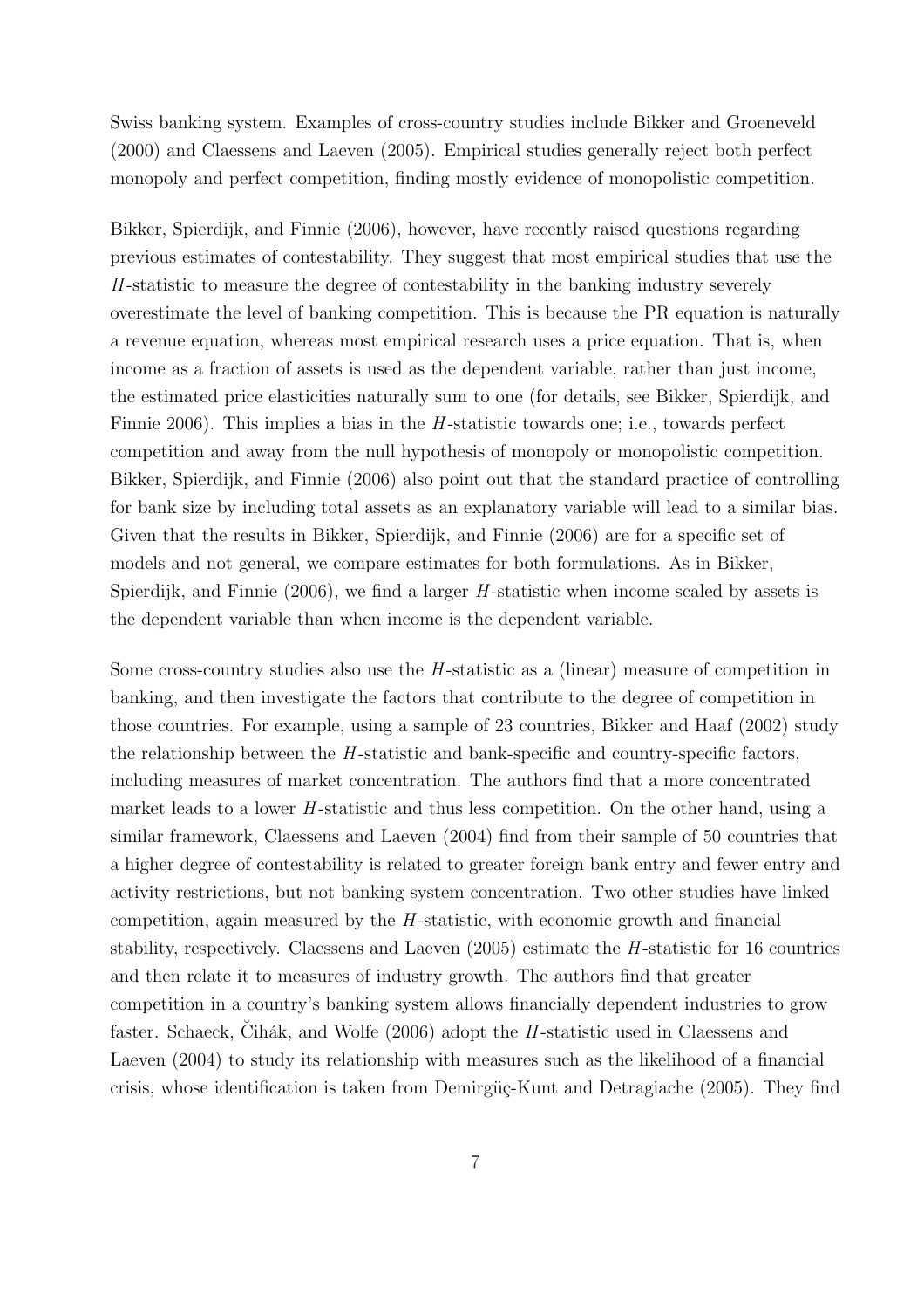Swiss banking system. Examples of cross-country studies include Bikker and Groeneveld (2000) and Claessens and Laeven (2005). Empirical studies generally reject both perfect monopoly and perfect competition, finding mostly evidence of monopolistic competition.

Bikker, Spierdijk, and Finnie (2006), however, have recently raised questions regarding previous estimates of contestability. They suggest that most empirical studies that use the $H$-statistic to measure the degree of contestability in the banking industry severely overestimate the level of banking competition. This is because the PR equation is naturally a revenue equation, whereas most empirical research uses a price equation. That is, when income as a fraction of assets is used as the dependent variable, rather than just income, the estimated price elasticities naturally sum to one (for details, see Bikker, Spierdijk, and Finnie 2006). This implies a bias in the $H$-statistic towards one; i.e., towards perfect competition and away from the null hypothesis of monopoly or monopolistic competition. Bikker, Spierdijk, and Finnie (2006) also point out that the standard practice of controlling for bank size by including total assets as an explanatory variable will lead to a similar bias. Given that the results in Bikker, Spierdijk, and Finnie (2006) are for a specific set of models and not general, we compare estimates for both formulations. As in Bikker, Spierdijk, and Finnie (2006), we find a larger $H$-statistic when income scaled by assets is the dependent variable than when income is the dependent variable.

Some cross-country studies also use the $H$-statistic as a (linear) measure of competition in banking, and then investigate the factors that contribute to the degree of competition in those countries. For example, using a sample of 23 countries, Bikker and Haaf (2002) study the relationship between the $H$-statistic and bank-specific and country-specific factors, including measures of market concentration. The authors find that a more concentrated market leads to a lower $H$-statistic and thus less competition. On the other hand, using a similar framework, Claessens and Laeven (2004) find from their sample of 50 countries that a higher degree of contestability is related to greater foreign bank entry and fewer entry and activity restrictions, but not banking system concentration. Two other studies have linked competition, again measured by the $H$-statistic, with economic growth and financial stability, respectively. Claessens and Laeven (2005) estimate the $H$-statistic for 16 countries and then relate it to measures of industry growth. The authors find that greater competition in a country's banking system allows financially dependent industries to grow faster. Schaeck, Čihák, and Wolfe (2006) adopt the $H$-statistic used in Claessens and Laeven (2004) to study its relationship with measures such as the likelihood of a financial crisis, whose identification is taken from Demirgüç-Kunt and Detragiache (2005). They find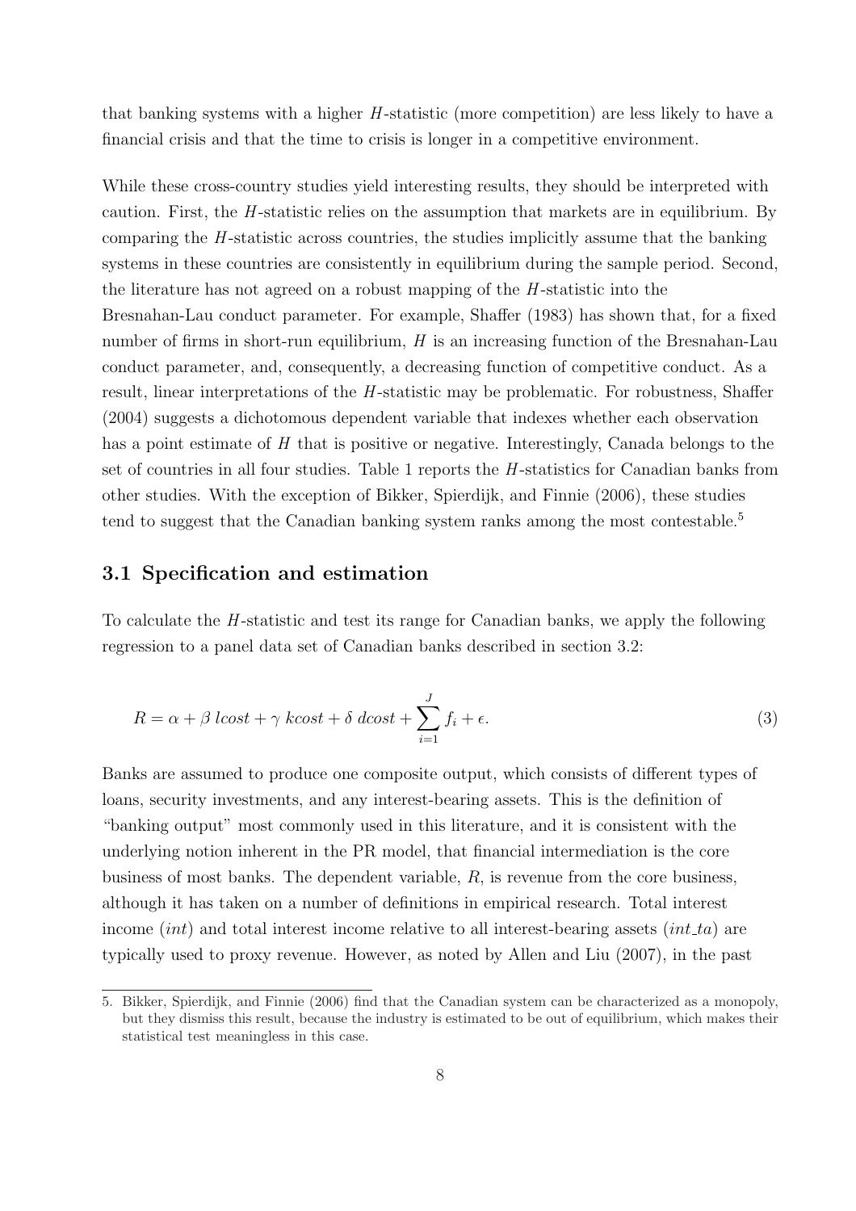that banking systems with a higher $H$-statistic (more competition) are less likely to have a financial crisis and that the time to crisis is longer in a competitive environment.

While these cross-country studies yield interesting results, they should be interpreted with caution. First, the $H$-statistic relies on the assumption that markets are in equilibrium. By comparing the $H$-statistic across countries, the studies implicitly assume that the banking systems in these countries are consistently in equilibrium during the sample period. Second, the literature has not agreed on a robust mapping of the $H$-statistic into the Bresnahan-Lau conduct parameter. For example, Shaffer (1983) has shown that, for a fixed number of firms in short-run equilibrium, $H$ is an increasing function of the Bresnahan-Lau conduct parameter, and, consequently, a decreasing function of competitive conduct. As a result, linear interpretations of the $H$-statistic may be problematic. For robustness, Shaffer (2004) suggests a dichotomous dependent variable that indexes whether each observation has a point estimate of $H$ that is positive or negative. Interestingly, Canada belongs to the set of countries in all four studies. Table 1 reports the $H$-statistics for Canadian banks from other studies. With the exception of Bikker, Spierdijk, and Finnie (2006), these studies tend to suggest that the Canadian banking system ranks among the most contestable.[5]

## 3.1 Specification and estimation

To calculate the $H$-statistic and test its range for Canadian banks, we apply the following regression to a panel data set of Canadian banks described in section 3.2:

$$R = \alpha + \beta \; lcost + \gamma \; kcost + \delta \; dcost + \sum_{i=1}^{J} f_i + \epsilon. \tag{3}$$

Banks are assumed to produce one composite output, which consists of different types of loans, security investments, and any interest-bearing assets. This is the definition of "banking output" most commonly used in this literature, and it is consistent with the underlying notion inherent in the PR model, that financial intermediation is the core business of most banks. The dependent variable, $R$, is revenue from the core business, although it has taken on a number of definitions in empirical research. Total interest income ($int$) and total interest income relative to all interest-bearing assets ($int\_ta$) are typically used to proxy revenue. However, as noted by Allen and Liu (2007), in the past

5. Bikker, Spierdijk, and Finnie (2006) find that the Canadian system can be characterized as a monopoly, but they dismiss this result, because the industry is estimated to be out of equilibrium, which makes their statistical test meaningless in this case.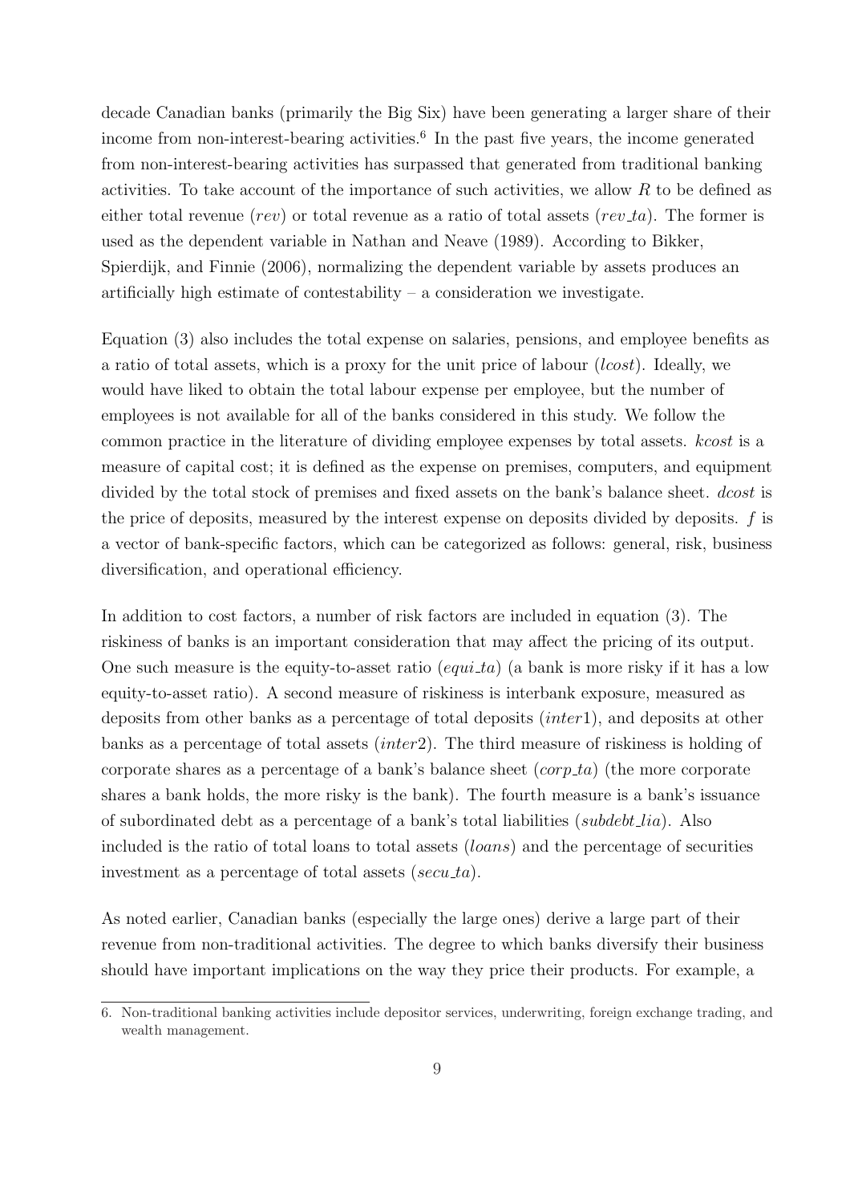decade Canadian banks (primarily the Big Six) have been generating a larger share of their income from non-interest-bearing activities.[6] In the past five years, the income generated from non-interest-bearing activities has surpassed that generated from traditional banking activities. To take account of the importance of such activities, we allow $R$ to be defined as either total revenue ($rev$) or total revenue as a ratio of total assets ($rev\_ta$). The former is used as the dependent variable in Nathan and Neave (1989). According to Bikker, Spierdijk, and Finnie (2006), normalizing the dependent variable by assets produces an artificially high estimate of contestability – a consideration we investigate.

Equation (3) also includes the total expense on salaries, pensions, and employee benefits as a ratio of total assets, which is a proxy for the unit price of labour ($lcost$). Ideally, we would have liked to obtain the total labour expense per employee, but the number of employees is not available for all of the banks considered in this study. We follow the common practice in the literature of dividing employee expenses by total assets. $kcost$ is a measure of capital cost; it is defined as the expense on premises, computers, and equipment divided by the total stock of premises and fixed assets on the bank's balance sheet. $dcost$ is the price of deposits, measured by the interest expense on deposits divided by deposits. $f$ is a vector of bank-specific factors, which can be categorized as follows: general, risk, business diversification, and operational efficiency.

In addition to cost factors, a number of risk factors are included in equation (3). The riskiness of banks is an important consideration that may affect the pricing of its output. One such measure is the equity-to-asset ratio ($equi\_ta$) (a bank is more risky if it has a low equity-to-asset ratio). A second measure of riskiness is interbank exposure, measured as deposits from other banks as a percentage of total deposits ($inter1$), and deposits at other banks as a percentage of total assets ($inter2$). The third measure of riskiness is holding of corporate shares as a percentage of a bank's balance sheet ($corp\_ta$) (the more corporate shares a bank holds, the more risky is the bank). The fourth measure is a bank's issuance of subordinated debt as a percentage of a bank's total liabilities ($subdebt\_lia$). Also included is the ratio of total loans to total assets ($loans$) and the percentage of securities investment as a percentage of total assets ($secu\_ta$).

As noted earlier, Canadian banks (especially the large ones) derive a large part of their revenue from non-traditional activities. The degree to which banks diversify their business should have important implications on the way they price their products. For example, a

6. Non-traditional banking activities include depositor services, underwriting, foreign exchange trading, and wealth management.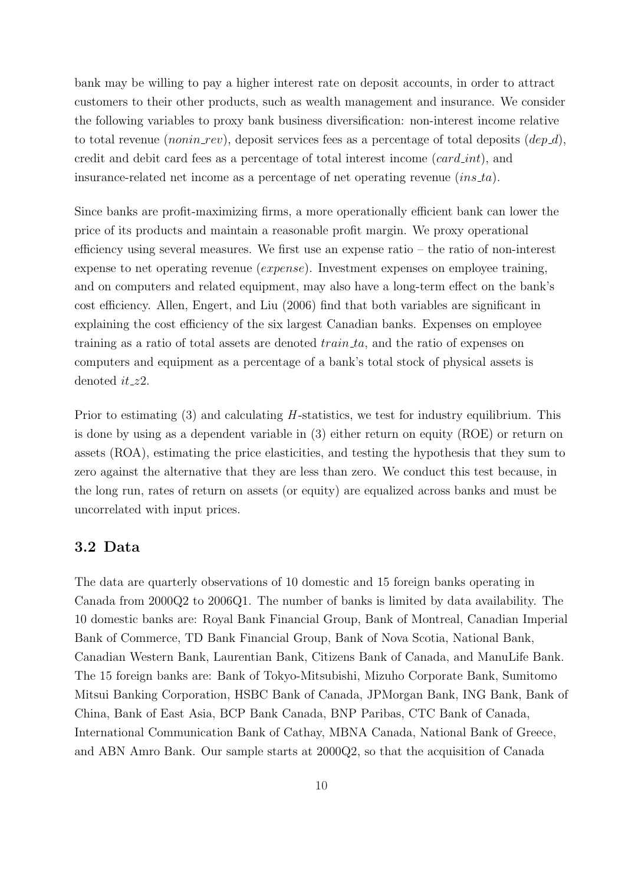bank may be willing to pay a higher interest rate on deposit accounts, in order to attract customers to their other products, such as wealth management and insurance. We consider the following variables to proxy bank business diversification: non-interest income relative to total revenue (*nonin_rev*), deposit services fees as a percentage of total deposits (*dep_d*), credit and debit card fees as a percentage of total interest income (*card_int*), and insurance-related net income as a percentage of net operating revenue (*ins_ta*).

Since banks are profit-maximizing firms, a more operationally efficient bank can lower the price of its products and maintain a reasonable profit margin. We proxy operational efficiency using several measures. We first use an expense ratio – the ratio of non-interest expense to net operating revenue (*expense*). Investment expenses on employee training, and on computers and related equipment, may also have a long-term effect on the bank's cost efficiency. Allen, Engert, and Liu (2006) find that both variables are significant in explaining the cost efficiency of the six largest Canadian banks. Expenses on employee training as a ratio of total assets are denoted *train_ta*, and the ratio of expenses on computers and equipment as a percentage of a bank's total stock of physical assets is denoted *it_z2*.

Prior to estimating (3) and calculating $H$-statistics, we test for industry equilibrium. This is done by using as a dependent variable in (3) either return on equity (ROE) or return on assets (ROA), estimating the price elasticities, and testing the hypothesis that they sum to zero against the alternative that they are less than zero. We conduct this test because, in the long run, rates of return on assets (or equity) are equalized across banks and must be uncorrelated with input prices.

## 3.2 Data

The data are quarterly observations of 10 domestic and 15 foreign banks operating in Canada from 2000Q2 to 2006Q1. The number of banks is limited by data availability. The 10 domestic banks are: Royal Bank Financial Group, Bank of Montreal, Canadian Imperial Bank of Commerce, TD Bank Financial Group, Bank of Nova Scotia, National Bank, Canadian Western Bank, Laurentian Bank, Citizens Bank of Canada, and ManuLife Bank. The 15 foreign banks are: Bank of Tokyo-Mitsubishi, Mizuho Corporate Bank, Sumitomo Mitsui Banking Corporation, HSBC Bank of Canada, JPMorgan Bank, ING Bank, Bank of China, Bank of East Asia, BCP Bank Canada, BNP Paribas, CTC Bank of Canada, International Communication Bank of Cathay, MBNA Canada, National Bank of Greece, and ABN Amro Bank. Our sample starts at 2000Q2, so that the acquisition of Canada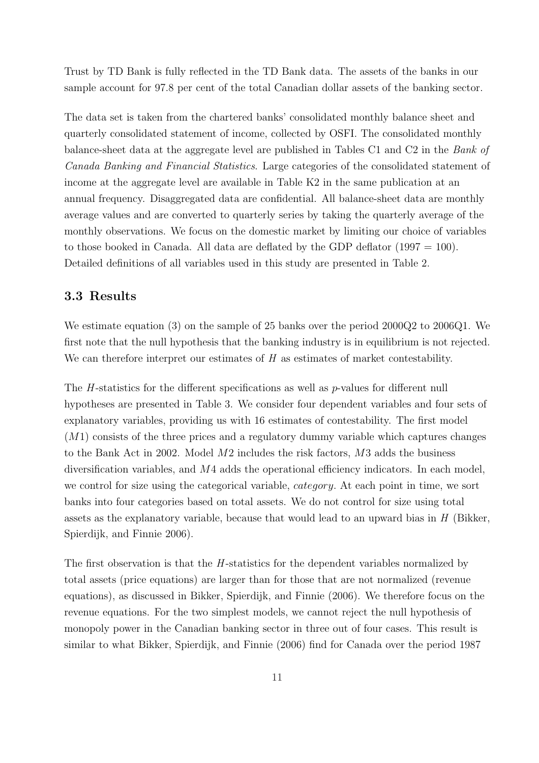Trust by TD Bank is fully reflected in the TD Bank data. The assets of the banks in our sample account for 97.8 per cent of the total Canadian dollar assets of the banking sector.

The data set is taken from the chartered banks' consolidated monthly balance sheet and quarterly consolidated statement of income, collected by OSFI. The consolidated monthly balance-sheet data at the aggregate level are published in Tables C1 and C2 in the *Bank of Canada Banking and Financial Statistics*. Large categories of the consolidated statement of income at the aggregate level are available in Table K2 in the same publication at an annual frequency. Disaggregated data are confidential. All balance-sheet data are monthly average values and are converted to quarterly series by taking the quarterly average of the monthly observations. We focus on the domestic market by limiting our choice of variables to those booked in Canada. All data are deflated by the GDP deflator (1997 = 100). Detailed definitions of all variables used in this study are presented in Table 2.

### 3.3 Results

We estimate equation (3) on the sample of 25 banks over the period 2000Q2 to 2006Q1. We first note that the null hypothesis that the banking industry is in equilibrium is not rejected. We can therefore interpret our estimates of $H$ as estimates of market contestability.

The $H$-statistics for the different specifications as well as $p$-values for different null hypotheses are presented in Table 3. We consider four dependent variables and four sets of explanatory variables, providing us with 16 estimates of contestability. The first model ($M1$) consists of the three prices and a regulatory dummy variable which captures changes to the Bank Act in 2002. Model $M2$ includes the risk factors, $M3$ adds the business diversification variables, and $M4$ adds the operational efficiency indicators. In each model, we control for size using the categorical variable, *category*. At each point in time, we sort banks into four categories based on total assets. We do not control for size using total assets as the explanatory variable, because that would lead to an upward bias in $H$ (Bikker, Spierdijk, and Finnie 2006).

The first observation is that the $H$-statistics for the dependent variables normalized by total assets (price equations) are larger than for those that are not normalized (revenue equations), as discussed in Bikker, Spierdijk, and Finnie (2006). We therefore focus on the revenue equations. For the two simplest models, we cannot reject the null hypothesis of monopoly power in the Canadian banking sector in three out of four cases. This result is similar to what Bikker, Spierdijk, and Finnie (2006) find for Canada over the period 1987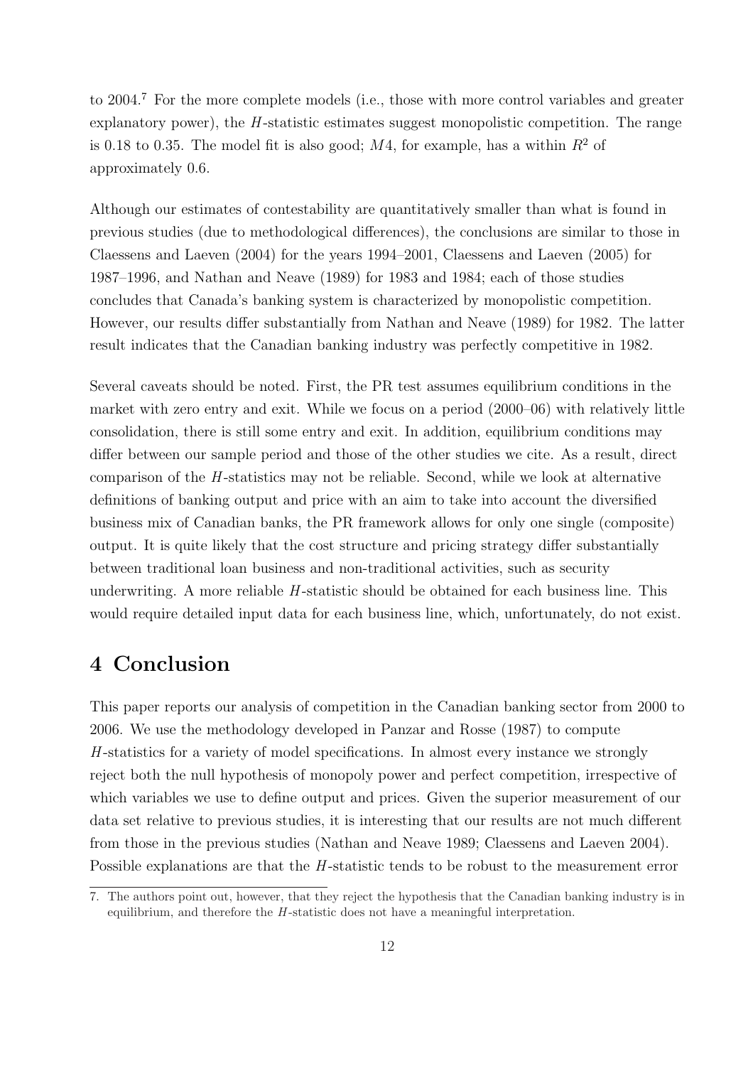to 2004.[7] For the more complete models (i.e., those with more control variables and greater explanatory power), the $H$-statistic estimates suggest monopolistic competition. The range is 0.18 to 0.35. The model fit is also good; $M4$, for example, has a within $R^2$ of approximately 0.6.

Although our estimates of contestability are quantitatively smaller than what is found in previous studies (due to methodological differences), the conclusions are similar to those in Claessens and Laeven (2004) for the years 1994–2001, Claessens and Laeven (2005) for 1987–1996, and Nathan and Neave (1989) for 1983 and 1984; each of those studies concludes that Canada's banking system is characterized by monopolistic competition. However, our results differ substantially from Nathan and Neave (1989) for 1982. The latter result indicates that the Canadian banking industry was perfectly competitive in 1982.

Several caveats should be noted. First, the PR test assumes equilibrium conditions in the market with zero entry and exit. While we focus on a period (2000–06) with relatively little consolidation, there is still some entry and exit. In addition, equilibrium conditions may differ between our sample period and those of the other studies we cite. As a result, direct comparison of the $H$-statistics may not be reliable. Second, while we look at alternative definitions of banking output and price with an aim to take into account the diversified business mix of Canadian banks, the PR framework allows for only one single (composite) output. It is quite likely that the cost structure and pricing strategy differ substantially between traditional loan business and non-traditional activities, such as security underwriting. A more reliable $H$-statistic should be obtained for each business line. This would require detailed input data for each business line, which, unfortunately, do not exist.

# 4 Conclusion

This paper reports our analysis of competition in the Canadian banking sector from 2000 to 2006. We use the methodology developed in Panzar and Rosse (1987) to compute $H$-statistics for a variety of model specifications. In almost every instance we strongly reject both the null hypothesis of monopoly power and perfect competition, irrespective of which variables we use to define output and prices. Given the superior measurement of our data set relative to previous studies, it is interesting that our results are not much different from those in the previous studies (Nathan and Neave 1989; Claessens and Laeven 2004). Possible explanations are that the $H$-statistic tends to be robust to the measurement error

7. The authors point out, however, that they reject the hypothesis that the Canadian banking industry is in equilibrium, and therefore the $H$-statistic does not have a meaningful interpretation.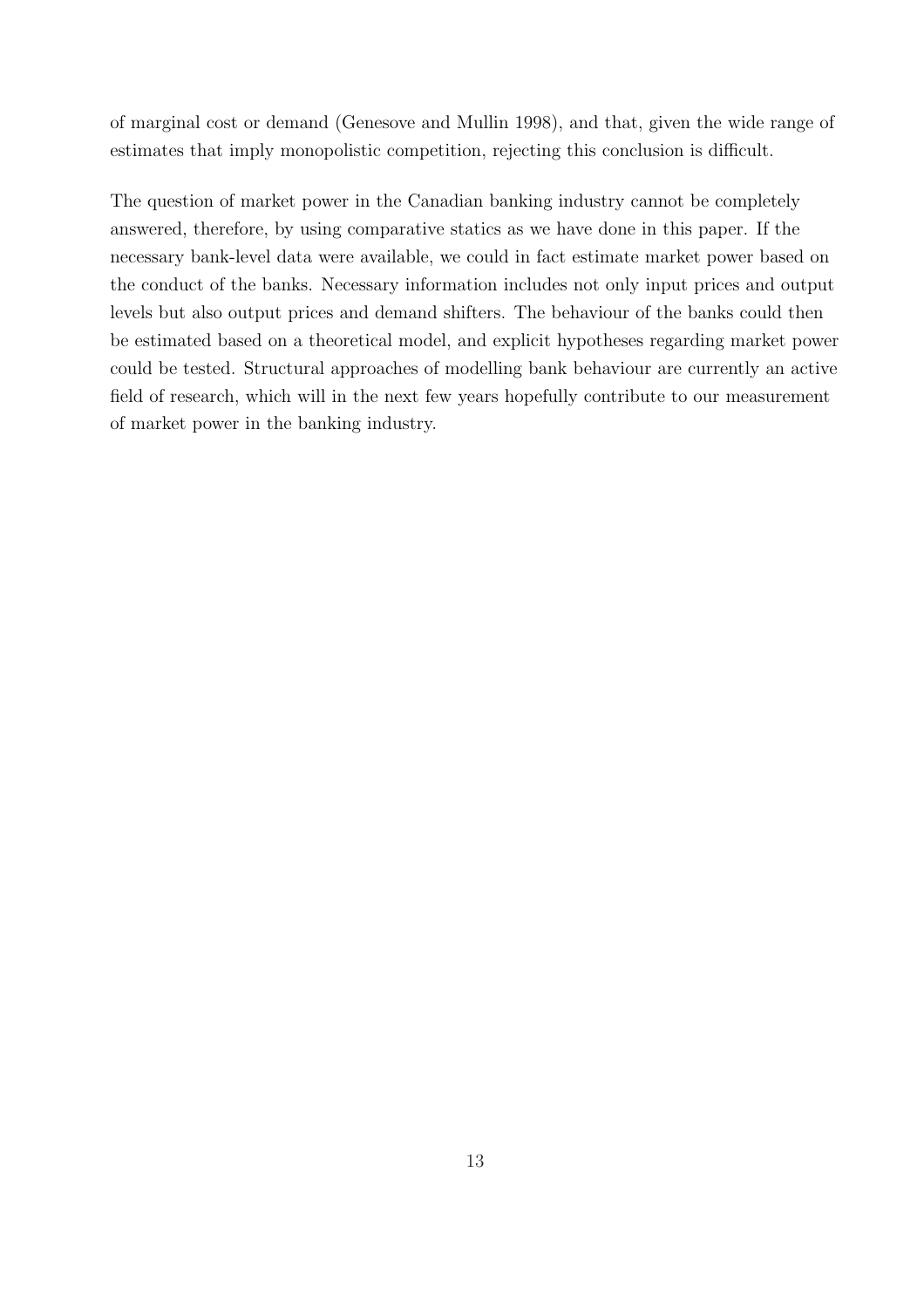of marginal cost or demand (Genesove and Mullin 1998), and that, given the wide range of estimates that imply monopolistic competition, rejecting this conclusion is difficult.

The question of market power in the Canadian banking industry cannot be completely answered, therefore, by using comparative statics as we have done in this paper. If the necessary bank-level data were available, we could in fact estimate market power based on the conduct of the banks. Necessary information includes not only input prices and output levels but also output prices and demand shifters. The behaviour of the banks could then be estimated based on a theoretical model, and explicit hypotheses regarding market power could be tested. Structural approaches of modelling bank behaviour are currently an active field of research, which will in the next few years hopefully contribute to our measurement of market power in the banking industry.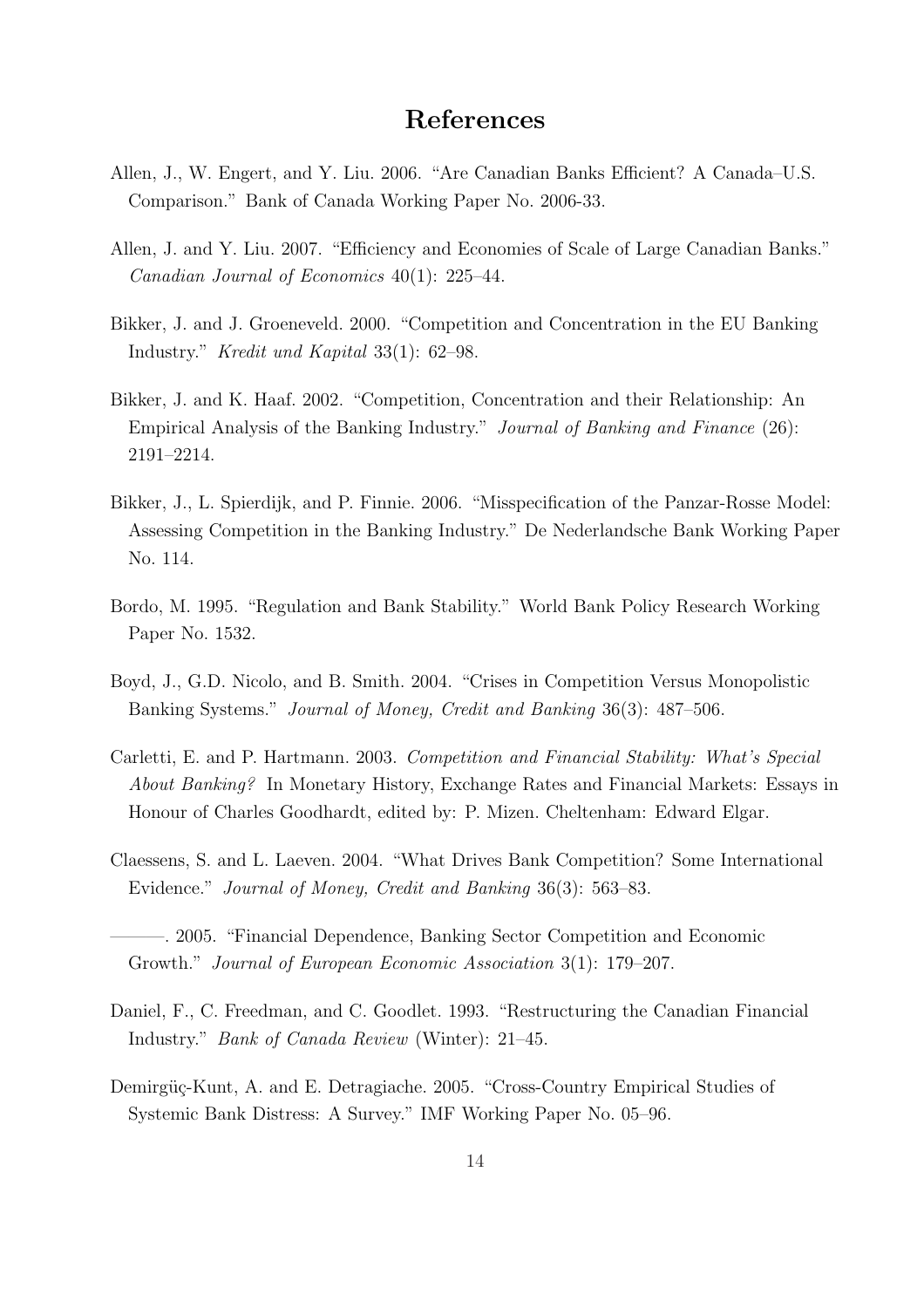# References

Allen, J., W. Engert, and Y. Liu. 2006. "Are Canadian Banks Efficient? A Canada–U.S. Comparison." Bank of Canada Working Paper No. 2006-33.

Allen, J. and Y. Liu. 2007. "Efficiency and Economies of Scale of Large Canadian Banks." *Canadian Journal of Economics* 40(1): 225–44.

Bikker, J. and J. Groeneveld. 2000. "Competition and Concentration in the EU Banking Industry." *Kredit und Kapital* 33(1): 62–98.

Bikker, J. and K. Haaf. 2002. "Competition, Concentration and their Relationship: An Empirical Analysis of the Banking Industry." *Journal of Banking and Finance* (26): 2191–2214.

Bikker, J., L. Spierdijk, and P. Finnie. 2006. "Misspecification of the Panzar-Rosse Model: Assessing Competition in the Banking Industry." De Nederlandsche Bank Working Paper No. 114.

Bordo, M. 1995. "Regulation and Bank Stability." World Bank Policy Research Working Paper No. 1532.

Boyd, J., G.D. Nicolo, and B. Smith. 2004. "Crises in Competition Versus Monopolistic Banking Systems." *Journal of Money, Credit and Banking* 36(3): 487–506.

Carletti, E. and P. Hartmann. 2003. *Competition and Financial Stability: What's Special About Banking?* In Monetary History, Exchange Rates and Financial Markets: Essays in Honour of Charles Goodhardt, edited by: P. Mizen. Cheltenham: Edward Elgar.

Claessens, S. and L. Laeven. 2004. "What Drives Bank Competition? Some International Evidence." *Journal of Money, Credit and Banking* 36(3): 563–83.

———. 2005. "Financial Dependence, Banking Sector Competition and Economic Growth." *Journal of European Economic Association* 3(1): 179–207.

Daniel, F., C. Freedman, and C. Goodlet. 1993. "Restructuring the Canadian Financial Industry." *Bank of Canada Review* (Winter): 21–45.

Demirgüç-Kunt, A. and E. Detragiache. 2005. "Cross-Country Empirical Studies of Systemic Bank Distress: A Survey." IMF Working Paper No. 05–96.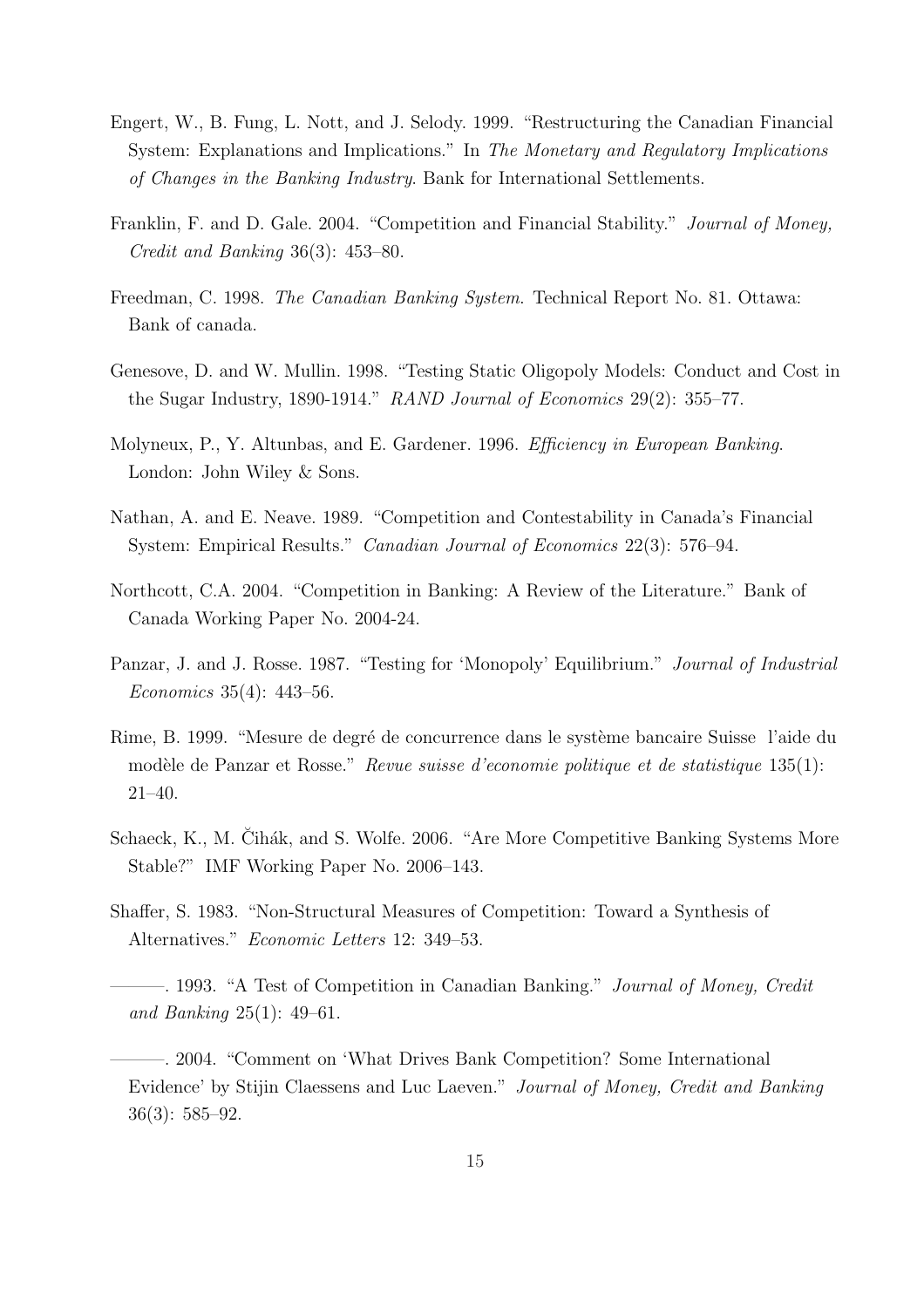Engert, W., B. Fung, L. Nott, and J. Selody. 1999. "Restructuring the Canadian Financial System: Explanations and Implications." In *The Monetary and Regulatory Implications of Changes in the Banking Industry*. Bank for International Settlements.

Franklin, F. and D. Gale. 2004. "Competition and Financial Stability." *Journal of Money, Credit and Banking* 36(3): 453–80.

Freedman, C. 1998. *The Canadian Banking System*. Technical Report No. 81. Ottawa: Bank of canada.

Genesove, D. and W. Mullin. 1998. "Testing Static Oligopoly Models: Conduct and Cost in the Sugar Industry, 1890-1914." *RAND Journal of Economics* 29(2): 355–77.

Molyneux, P., Y. Altunbas, and E. Gardener. 1996. *Efficiency in European Banking*. London: John Wiley & Sons.

Nathan, A. and E. Neave. 1989. "Competition and Contestability in Canada's Financial System: Empirical Results." *Canadian Journal of Economics* 22(3): 576–94.

Northcott, C.A. 2004. "Competition in Banking: A Review of the Literature." Bank of Canada Working Paper No. 2004-24.

Panzar, J. and J. Rosse. 1987. "Testing for 'Monopoly' Equilibrium." *Journal of Industrial Economics* 35(4): 443–56.

Rime, B. 1999. "Mesure de degré de concurrence dans le système bancaire Suisse l'aide du modèle de Panzar et Rosse." *Revue suisse d'economie politique et de statistique* 135(1): 21–40.

Schaeck, K., M. Čihák, and S. Wolfe. 2006. "Are More Competitive Banking Systems More Stable?" IMF Working Paper No. 2006–143.

Shaffer, S. 1983. "Non-Structural Measures of Competition: Toward a Synthesis of Alternatives." *Economic Letters* 12: 349–53.

———. 1993. "A Test of Competition in Canadian Banking." *Journal of Money, Credit and Banking* 25(1): 49–61.

———. 2004. "Comment on 'What Drives Bank Competition? Some International Evidence' by Stijin Claessens and Luc Laeven." *Journal of Money, Credit and Banking* 36(3): 585–92.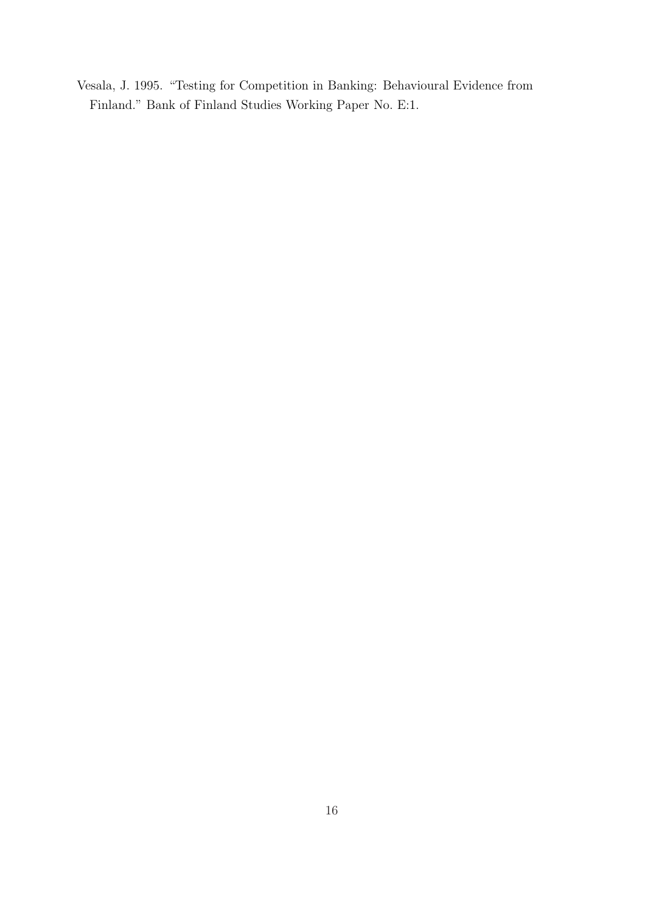Vesala, J. 1995. "Testing for Competition in Banking: Behavioural Evidence from Finland." Bank of Finland Studies Working Paper No. E:1.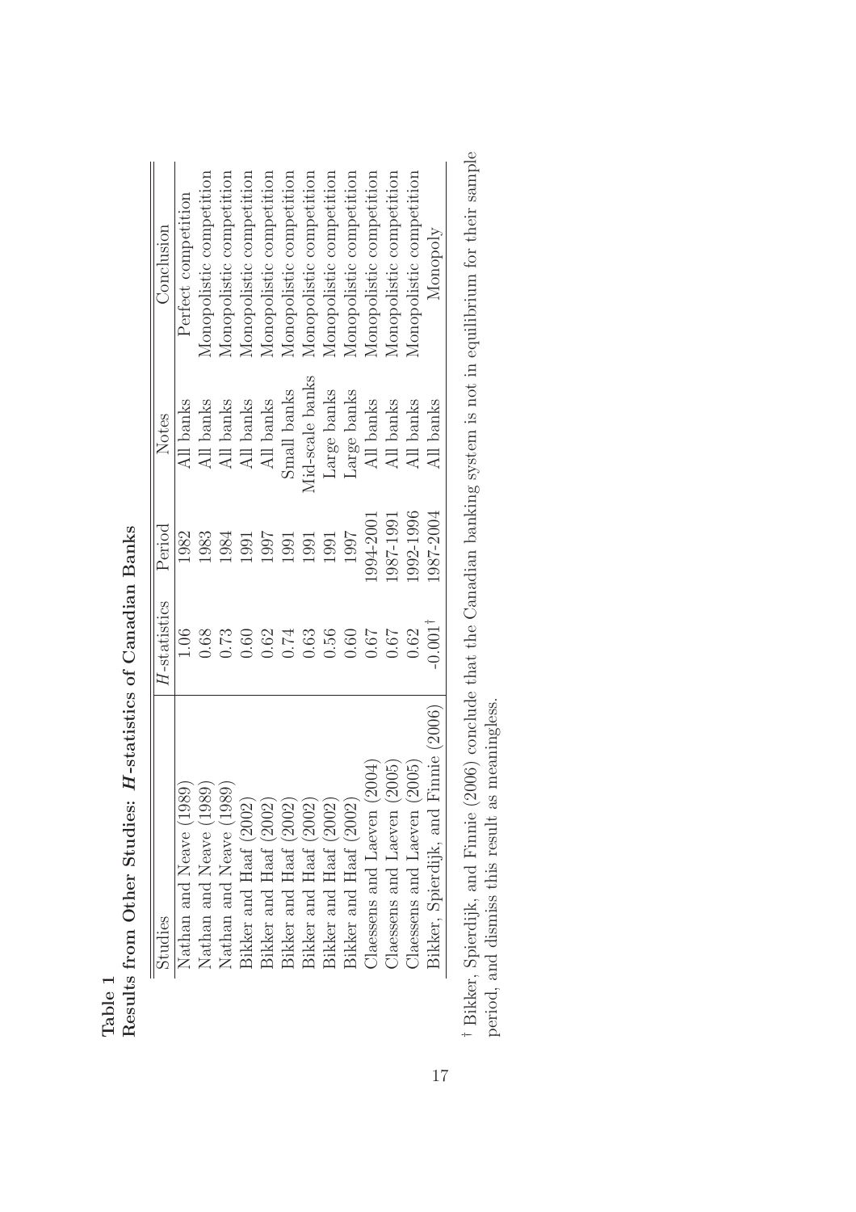**Table 1**
**Results from Other Studies: *H*-statistics of Canadian Banks**

| Studies | *H*-statistics | Period | Notes | Conclusion |
|---|---|---|---|---|
| Nathan and Neave (1989) | 1.06 | 1982 | All banks | Perfect competition |
| Nathan and Neave (1989) | 0.68 | 1983 | All banks | Monopolistic competition |
| Nathan and Neave (1989) | 0.73 | 1984 | All banks | Monopolistic competition |
| Bikker and Haaf (2002) | 0.60 | 1991 | All banks | Monopolistic competition |
| Bikker and Haaf (2002) | 0.62 | 1997 | All banks | Monopolistic competition |
| Bikker and Haaf (2002) | 0.74 | 1991 | Small banks | Monopolistic competition |
| Bikker and Haaf (2002) | 0.63 | 1991 | Mid-scale banks | Monopolistic competition |
| Bikker and Haaf (2002) | 0.56 | 1991 | Large banks | Monopolistic competition |
| Bikker and Haaf (2002) | 0.60 | 1997 | Large banks | Monopolistic competition |
| Claessens and Laeven (2004) | 0.67 | 1994-2001 | All banks | Monopolistic competition |
| Claessens and Laeven (2005) | 0.67 | 1987-1991 | All banks | Monopolistic competition |
| Claessens and Laeven (2005) | 0.62 | 1992-1996 | All banks | Monopolistic competition |
| Bikker, Spierdijk, and Finnie (2006) | -0.001† | 1987-2004 | All banks | Monopoly |

† Bikker, Spierdijk, and Finnie (2006) conclude that the Canadian banking system is not in equilibrium for their sample period, and dismiss this result as meaningless.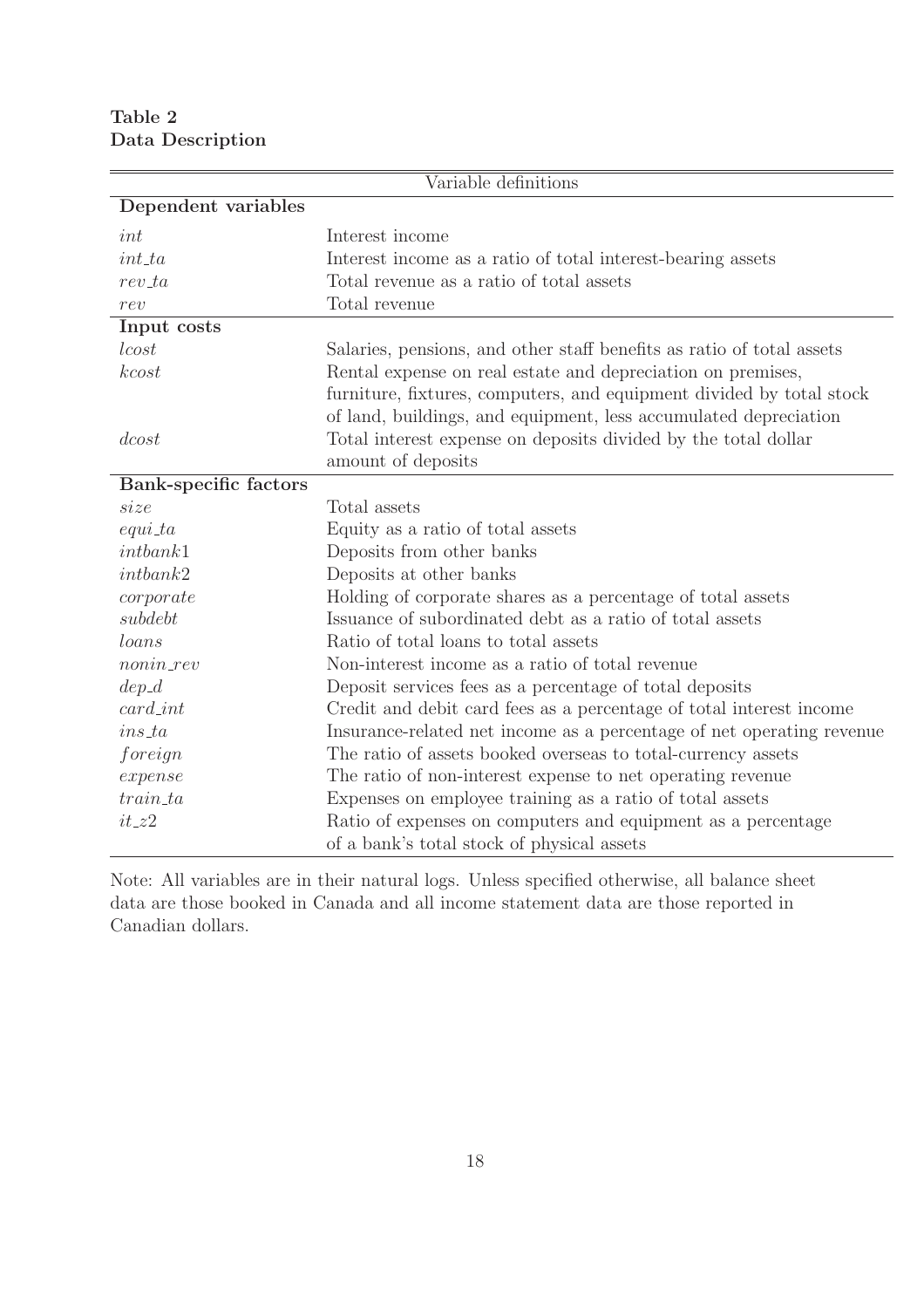**Table 2**
**Data Description**

| Variable definitions | |
|---|---|
| **Dependent variables** | |
| $int$ | Interest income |
| $int\_ta$ | Interest income as a ratio of total interest-bearing assets |
| $rev\_ta$ | Total revenue as a ratio of total assets |
| $rev$ | Total revenue |
| **Input costs** | |
| $lcost$ | Salaries, pensions, and other staff benefits as ratio of total assets |
| $kcost$ | Rental expense on real estate and depreciation on premises, furniture, fixtures, computers, and equipment divided by total stock of land, buildings, and equipment, less accumulated depreciation |
| $dcost$ | Total interest expense on deposits divided by the total dollar amount of deposits |
| **Bank-specific factors** | |
| $size$ | Total assets |
| $equi\_ta$ | Equity as a ratio of total assets |
| $intbank1$ | Deposits from other banks |
| $intbank2$ | Deposits at other banks |
| $corporate$ | Holding of corporate shares as a percentage of total assets |
| $subdebt$ | Issuance of subordinated debt as a ratio of total assets |
| $loans$ | Ratio of total loans to total assets |
| $nonin\_rev$ | Non-interest income as a ratio of total revenue |
| $dep\_d$ | Deposit services fees as a percentage of total deposits |
| $card\_int$ | Credit and debit card fees as a percentage of total interest income |
| $ins\_ta$ | Insurance-related net income as a percentage of net operating revenue |
| $foreign$ | The ratio of assets booked overseas to total-currency assets |
| $expense$ | The ratio of non-interest expense to net operating revenue |
| $train\_ta$ | Expenses on employee training as a ratio of total assets |
| $it\_z2$ | Ratio of expenses on computers and equipment as a percentage of a bank's total stock of physical assets |

Note: All variables are in their natural logs. Unless specified otherwise, all balance sheet data are those booked in Canada and all income statement data are those reported in Canadian dollars.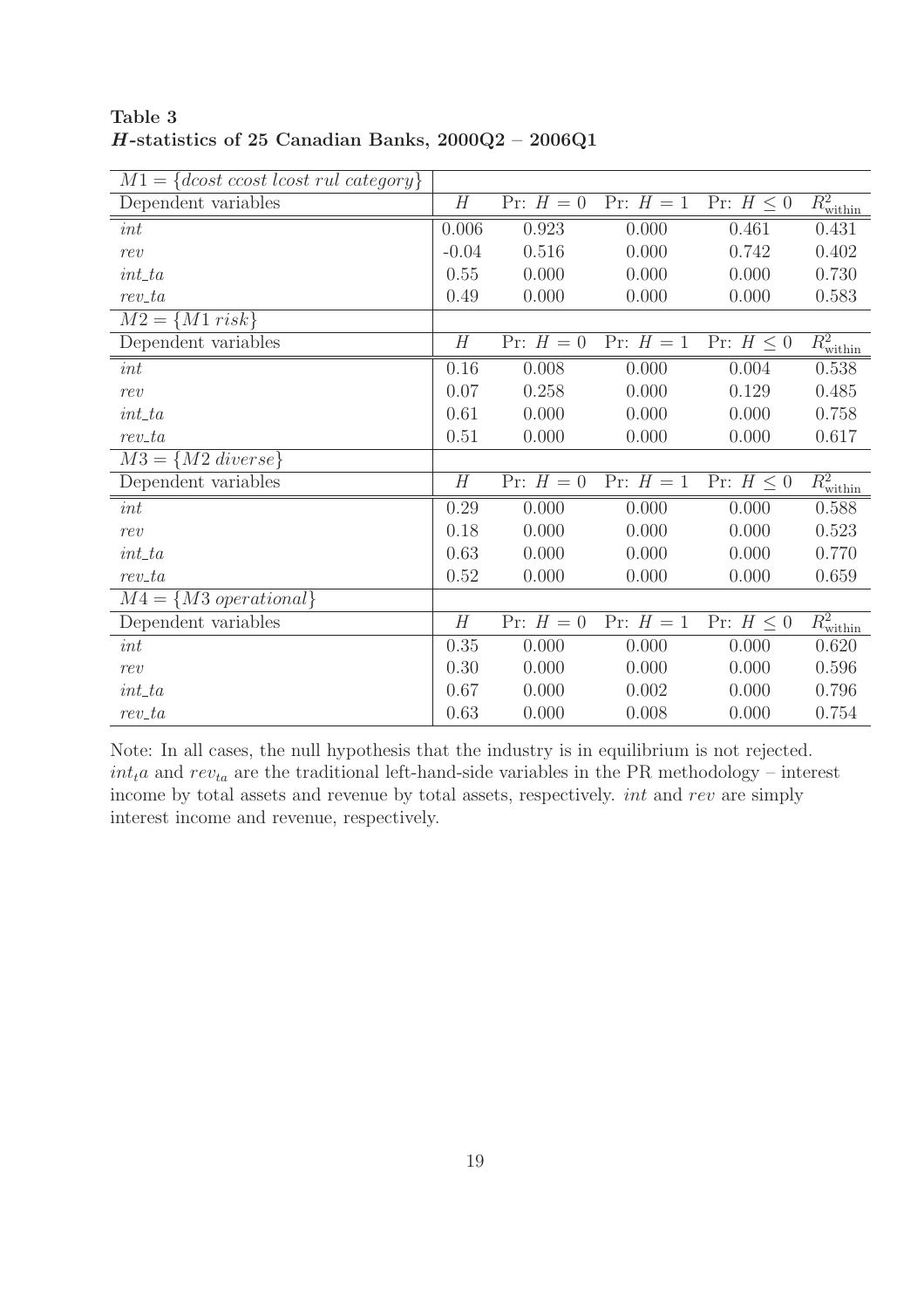**Table 3**
***H*-statistics of 25 Canadian Banks, 2000Q2 – 2006Q1**

| $M1 = \{dcost\ ccost\ lcost\ rul\ category\}$ | | | | | |
|---|---|---|---|---|---|
| Dependent variables | $H$ | Pr: $H=0$ | Pr: $H=1$ | Pr: $H \leq 0$ | $R^2_{\text{within}}$ |
| *int* | 0.006 | 0.923 | 0.000 | 0.461 | 0.431 |
| *rev* | -0.04 | 0.516 | 0.000 | 0.742 | 0.402 |
| *int_ta* | 0.55 | 0.000 | 0.000 | 0.000 | 0.730 |
| *rev_ta* | 0.49 | 0.000 | 0.000 | 0.000 | 0.583 |
| $M2 = \{M1\ risk\}$ | | | | | |
| Dependent variables | $H$ | Pr: $H=0$ | Pr: $H=1$ | Pr: $H \leq 0$ | $R^2_{\text{within}}$ |
| *int* | 0.16 | 0.008 | 0.000 | 0.004 | 0.538 |
| *rev* | 0.07 | 0.258 | 0.000 | 0.129 | 0.485 |
| *int_ta* | 0.61 | 0.000 | 0.000 | 0.000 | 0.758 |
| *rev_ta* | 0.51 | 0.000 | 0.000 | 0.000 | 0.617 |
| $M3 = \{M2\ diverse\}$ | | | | | |
| Dependent variables | $H$ | Pr: $H=0$ | Pr: $H=1$ | Pr: $H \leq 0$ | $R^2_{\text{within}}$ |
| *int* | 0.29 | 0.000 | 0.000 | 0.000 | 0.588 |
| *rev* | 0.18 | 0.000 | 0.000 | 0.000 | 0.523 |
| *int_ta* | 0.63 | 0.000 | 0.000 | 0.000 | 0.770 |
| *rev_ta* | 0.52 | 0.000 | 0.000 | 0.000 | 0.659 |
| $M4 = \{M3\ operational\}$ | | | | | |
| Dependent variables | $H$ | Pr: $H=0$ | Pr: $H=1$ | Pr: $H \leq 0$ | $R^2_{\text{within}}$ |
| *int* | 0.35 | 0.000 | 0.000 | 0.000 | 0.620 |
| *rev* | 0.30 | 0.000 | 0.000 | 0.000 | 0.596 |
| *int_ta* | 0.67 | 0.000 | 0.002 | 0.000 | 0.796 |
| *rev_ta* | 0.63 | 0.000 | 0.008 | 0.000 | 0.754 |

Note: In all cases, the null hypothesis that the industry is in equilibrium is not rejected. $int_ta$ and $rev_{ta}$ are the traditional left-hand-side variables in the PR methodology – interest income by total assets and revenue by total assets, respectively. *int* and *rev* are simply interest income and revenue, respectively.